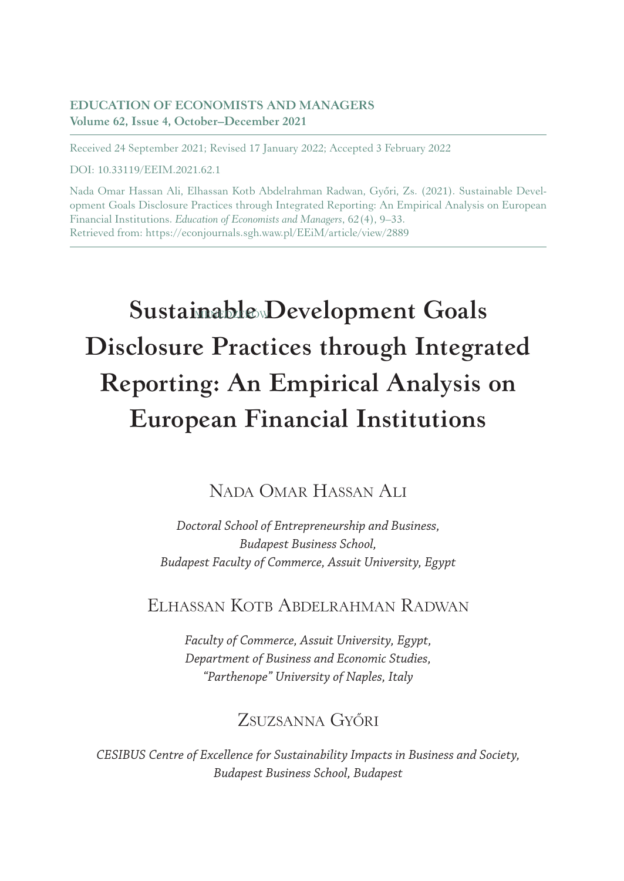**EDUCATION OF ECONOMISTS AND MANAGERS**
**Volume 62, Issue 4, October–December 2021**

Received 24 September 2021; Revised 17 January 2022; Accepted 3 February 2022

DOI: 10.33119/EEIM.2021.62.1

Nada Omar Hassan Ali, Elhassan Kotb Abdelrahman Radwan, Győri, Zs. (2021). Sustainable Development Goals Disclosure Practices through Integrated Reporting: An Empirical Analysis on European Financial Institutions. *Education of Economists and Managers*, 62(4), 9–33.
Retrieved from: https://econjournals.sgh.waw.pl/EEiM/article/view/2889

# Sustainable Development Goals Disclosure Practices through Integrated Reporting: An Empirical Analysis on European Financial Institutions

NADA OMAR HASSAN ALI

*Doctoral School of Entrepreneurship and Business, Budapest Business School, Budapest Faculty of Commerce, Assuit University, Egypt*

ELHASSAN KOTB ABDELRAHMAN RADWAN

*Faculty of Commerce, Assuit University, Egypt, Department of Business and Economic Studies, "Parthenope" University of Naples, Italy*

ZSUZSANNA GYŐRI

*CESIBUS Centre of Excellence for Sustainability Impacts in Business and Society, Budapest Business School, Budapest*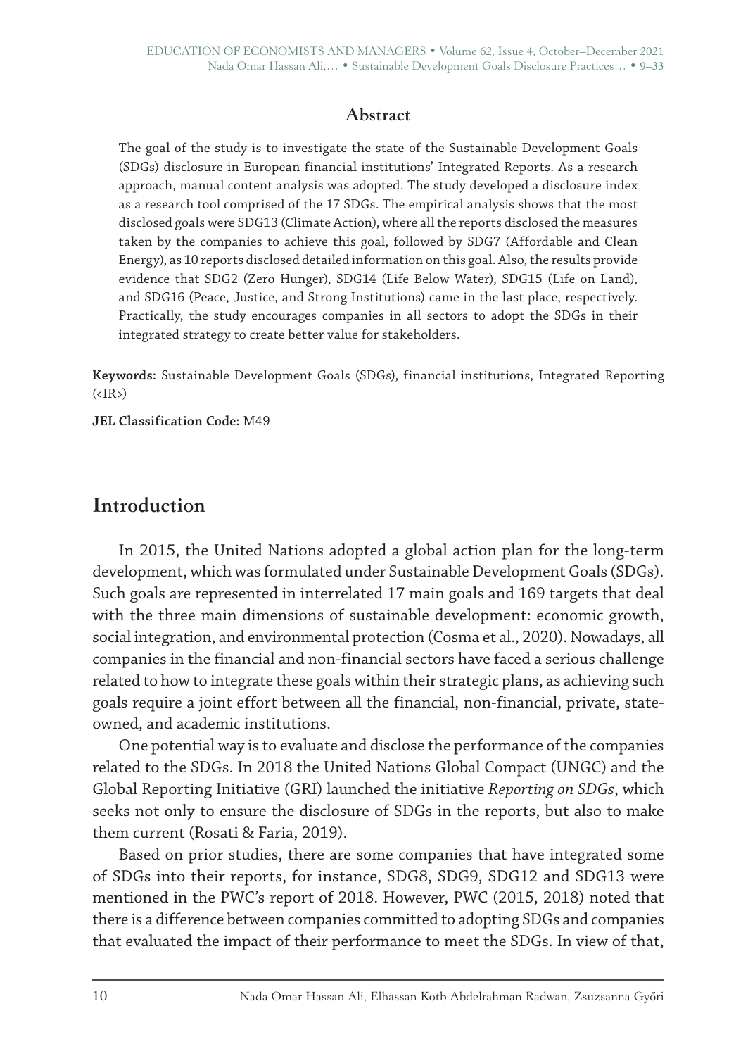## Abstract

The goal of the study is to investigate the state of the Sustainable Development Goals (SDGs) disclosure in European financial institutions' Integrated Reports. As a research approach, manual content analysis was adopted. The study developed a disclosure index as a research tool comprised of the 17 SDGs. The empirical analysis shows that the most disclosed goals were SDG13 (Climate Action), where all the reports disclosed the measures taken by the companies to achieve this goal, followed by SDG7 (Affordable and Clean Energy), as 10 reports disclosed detailed information on this goal. Also, the results provide evidence that SDG2 (Zero Hunger), SDG14 (Life Below Water), SDG15 (Life on Land), and SDG16 (Peace, Justice, and Strong Institutions) came in the last place, respectively. Practically, the study encourages companies in all sectors to adopt the SDGs in their integrated strategy to create better value for stakeholders.

**Keywords:** Sustainable Development Goals (SDGs), financial institutions, Integrated Reporting (<IR>)

**JEL Classification Code:** M49

## Introduction

In 2015, the United Nations adopted a global action plan for the long-term development, which was formulated under Sustainable Development Goals (SDGs). Such goals are represented in interrelated 17 main goals and 169 targets that deal with the three main dimensions of sustainable development: economic growth, social integration, and environmental protection (Cosma et al., 2020). Nowadays, all companies in the financial and non-financial sectors have faced a serious challenge related to how to integrate these goals within their strategic plans, as achieving such goals require a joint effort between all the financial, non-financial, private, state-owned, and academic institutions.

One potential way is to evaluate and disclose the performance of the companies related to the SDGs. In 2018 the United Nations Global Compact (UNGC) and the Global Reporting Initiative (GRI) launched the initiative *Reporting on SDGs*, which seeks not only to ensure the disclosure of SDGs in the reports, but also to make them current (Rosati & Faria, 2019).

Based on prior studies, there are some companies that have integrated some of SDGs into their reports, for instance, SDG8, SDG9, SDG12 and SDG13 were mentioned in the PWC's report of 2018. However, PWC (2015, 2018) noted that there is a difference between companies committed to adopting SDGs and companies that evaluated the impact of their performance to meet the SDGs. In view of that,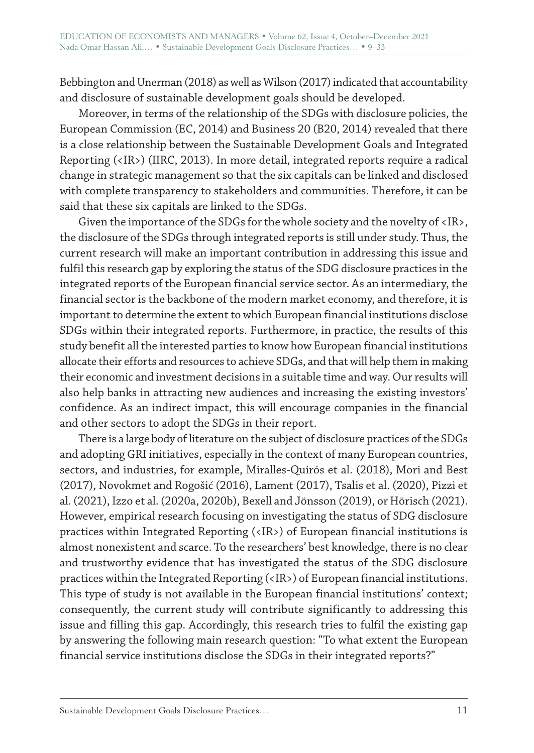Bebbington and Unerman (2018) as well as Wilson (2017) indicated that accountability and disclosure of sustainable development goals should be developed.

Moreover, in terms of the relationship of the SDGs with disclosure policies, the European Commission (EC, 2014) and Business 20 (B20, 2014) revealed that there is a close relationship between the Sustainable Development Goals and Integrated Reporting (<IR>) (IIRC, 2013). In more detail, integrated reports require a radical change in strategic management so that the six capitals can be linked and disclosed with complete transparency to stakeholders and communities. Therefore, it can be said that these six capitals are linked to the SDGs.

Given the importance of the SDGs for the whole society and the novelty of <IR>, the disclosure of the SDGs through integrated reports is still under study. Thus, the current research will make an important contribution in addressing this issue and fulfil this research gap by exploring the status of the SDG disclosure practices in the integrated reports of the European financial service sector. As an intermediary, the financial sector is the backbone of the modern market economy, and therefore, it is important to determine the extent to which European financial institutions disclose SDGs within their integrated reports. Furthermore, in practice, the results of this study benefit all the interested parties to know how European financial institutions allocate their efforts and resources to achieve SDGs, and that will help them in making their economic and investment decisions in a suitable time and way. Our results will also help banks in attracting new audiences and increasing the existing investors' confidence. As an indirect impact, this will encourage companies in the financial and other sectors to adopt the SDGs in their report.

There is a large body of literature on the subject of disclosure practices of the SDGs and adopting GRI initiatives, especially in the context of many European countries, sectors, and industries, for example, Miralles-Quirós et al. (2018), Mori and Best (2017), Novokmet and Rogošić (2016), Lament (2017), Tsalis et al. (2020), Pizzi et al. (2021), Izzo et al. (2020a, 2020b), Bexell and Jönsson (2019), or Hörisch (2021). However, empirical research focusing on investigating the status of SDG disclosure practices within Integrated Reporting (<IR>) of European financial institutions is almost nonexistent and scarce. To the researchers' best knowledge, there is no clear and trustworthy evidence that has investigated the status of the SDG disclosure practices within the Integrated Reporting (<IR>) of European financial institutions. This type of study is not available in the European financial institutions' context; consequently, the current study will contribute significantly to addressing this issue and filling this gap. Accordingly, this research tries to fulfil the existing gap by answering the following main research question: "To what extent the European financial service institutions disclose the SDGs in their integrated reports?"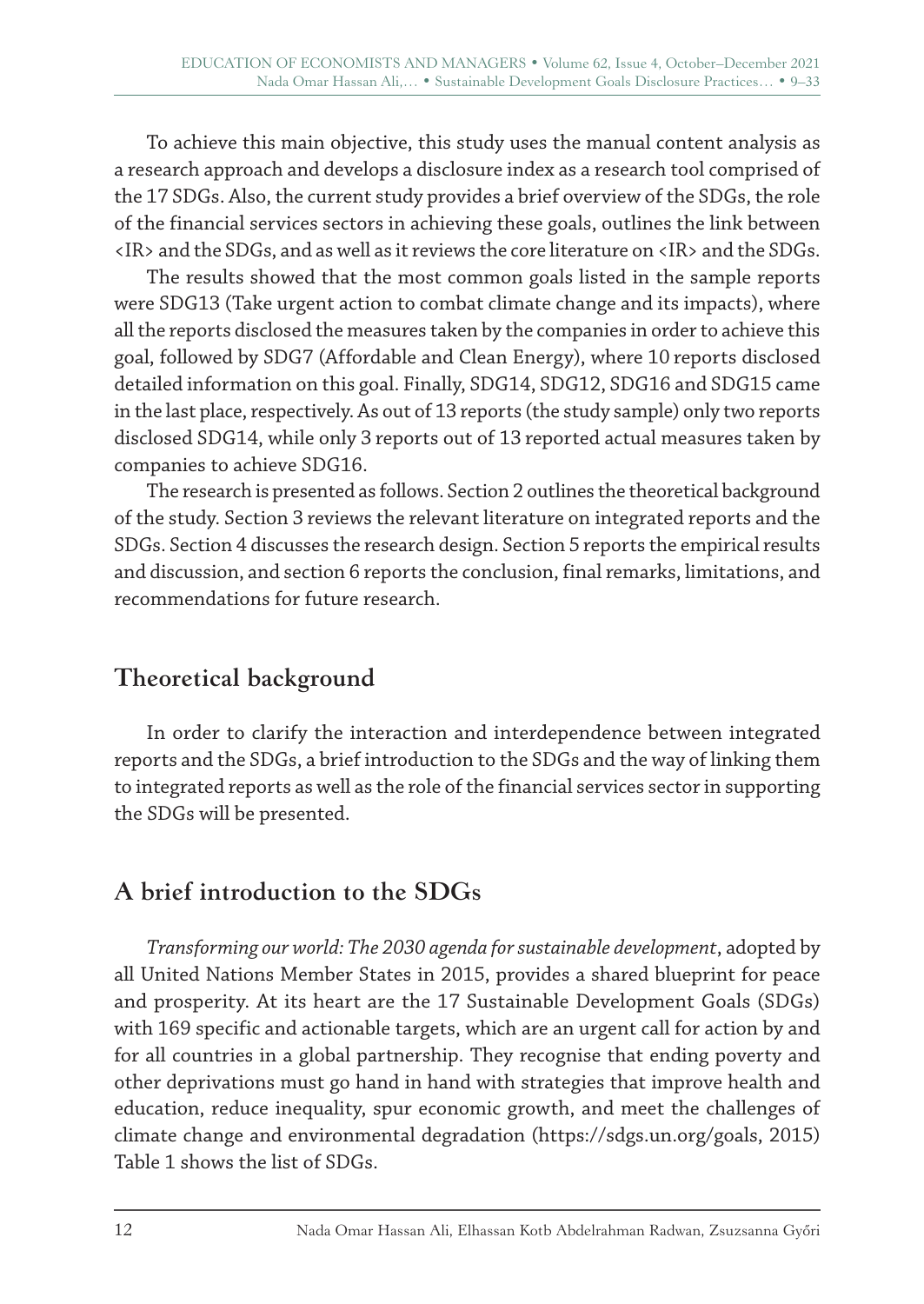To achieve this main objective, this study uses the manual content analysis as a research approach and develops a disclosure index as a research tool comprised of the 17 SDGs. Also, the current study provides a brief overview of the SDGs, the role of the financial services sectors in achieving these goals, outlines the link between <IR> and the SDGs, and as well as it reviews the core literature on <IR> and the SDGs.

The results showed that the most common goals listed in the sample reports were SDG13 (Take urgent action to combat climate change and its impacts), where all the reports disclosed the measures taken by the companies in order to achieve this goal, followed by SDG7 (Affordable and Clean Energy), where 10 reports disclosed detailed information on this goal. Finally, SDG14, SDG12, SDG16 and SDG15 came in the last place, respectively. As out of 13 reports (the study sample) only two reports disclosed SDG14, while only 3 reports out of 13 reported actual measures taken by companies to achieve SDG16.

The research is presented as follows. Section 2 outlines the theoretical background of the study. Section 3 reviews the relevant literature on integrated reports and the SDGs. Section 4 discusses the research design. Section 5 reports the empirical results and discussion, and section 6 reports the conclusion, final remarks, limitations, and recommendations for future research.

## Theoretical background

In order to clarify the interaction and interdependence between integrated reports and the SDGs, a brief introduction to the SDGs and the way of linking them to integrated reports as well as the role of the financial services sector in supporting the SDGs will be presented.

## A brief introduction to the SDGs

*Transforming our world: The 2030 agenda for sustainable development*, adopted by all United Nations Member States in 2015, provides a shared blueprint for peace and prosperity. At its heart are the 17 Sustainable Development Goals (SDGs) with 169 specific and actionable targets, which are an urgent call for action by and for all countries in a global partnership. They recognise that ending poverty and other deprivations must go hand in hand with strategies that improve health and education, reduce inequality, spur economic growth, and meet the challenges of climate change and environmental degradation (https://sdgs.un.org/goals, 2015) Table 1 shows the list of SDGs.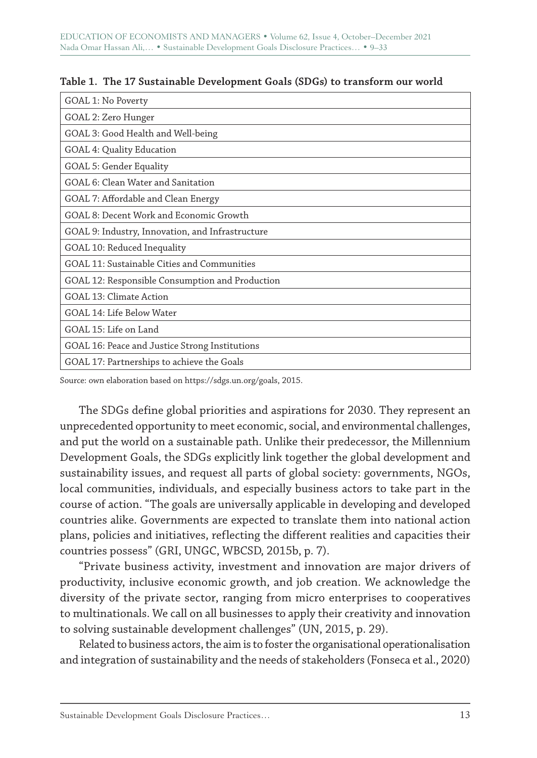**Table 1. The 17 Sustainable Development Goals (SDGs) to transform our world**

| GOAL 1: No Poverty |
|---|
| GOAL 2: Zero Hunger |
| GOAL 3: Good Health and Well-being |
| GOAL 4: Quality Education |
| GOAL 5: Gender Equality |
| GOAL 6: Clean Water and Sanitation |
| GOAL 7: Affordable and Clean Energy |
| GOAL 8: Decent Work and Economic Growth |
| GOAL 9: Industry, Innovation, and Infrastructure |
| GOAL 10: Reduced Inequality |
| GOAL 11: Sustainable Cities and Communities |
| GOAL 12: Responsible Consumption and Production |
| GOAL 13: Climate Action |
| GOAL 14: Life Below Water |
| GOAL 15: Life on Land |
| GOAL 16: Peace and Justice Strong Institutions |
| GOAL 17: Partnerships to achieve the Goals |

Source: own elaboration based on https://sdgs.un.org/goals, 2015.

The SDGs define global priorities and aspirations for 2030. They represent an unprecedented opportunity to meet economic, social, and environmental challenges, and put the world on a sustainable path. Unlike their predecessor, the Millennium Development Goals, the SDGs explicitly link together the global development and sustainability issues, and request all parts of global society: governments, NGOs, local communities, individuals, and especially business actors to take part in the course of action. "The goals are universally applicable in developing and developed countries alike. Governments are expected to translate them into national action plans, policies and initiatives, reflecting the different realities and capacities their countries possess" (GRI, UNGC, WBCSD, 2015b, p. 7).

"Private business activity, investment and innovation are major drivers of productivity, inclusive economic growth, and job creation. We acknowledge the diversity of the private sector, ranging from micro enterprises to cooperatives to multinationals. We call on all businesses to apply their creativity and innovation to solving sustainable development challenges" (UN, 2015, p. 29).

Related to business actors, the aim is to foster the organisational operationalisation and integration of sustainability and the needs of stakeholders (Fonseca et al., 2020)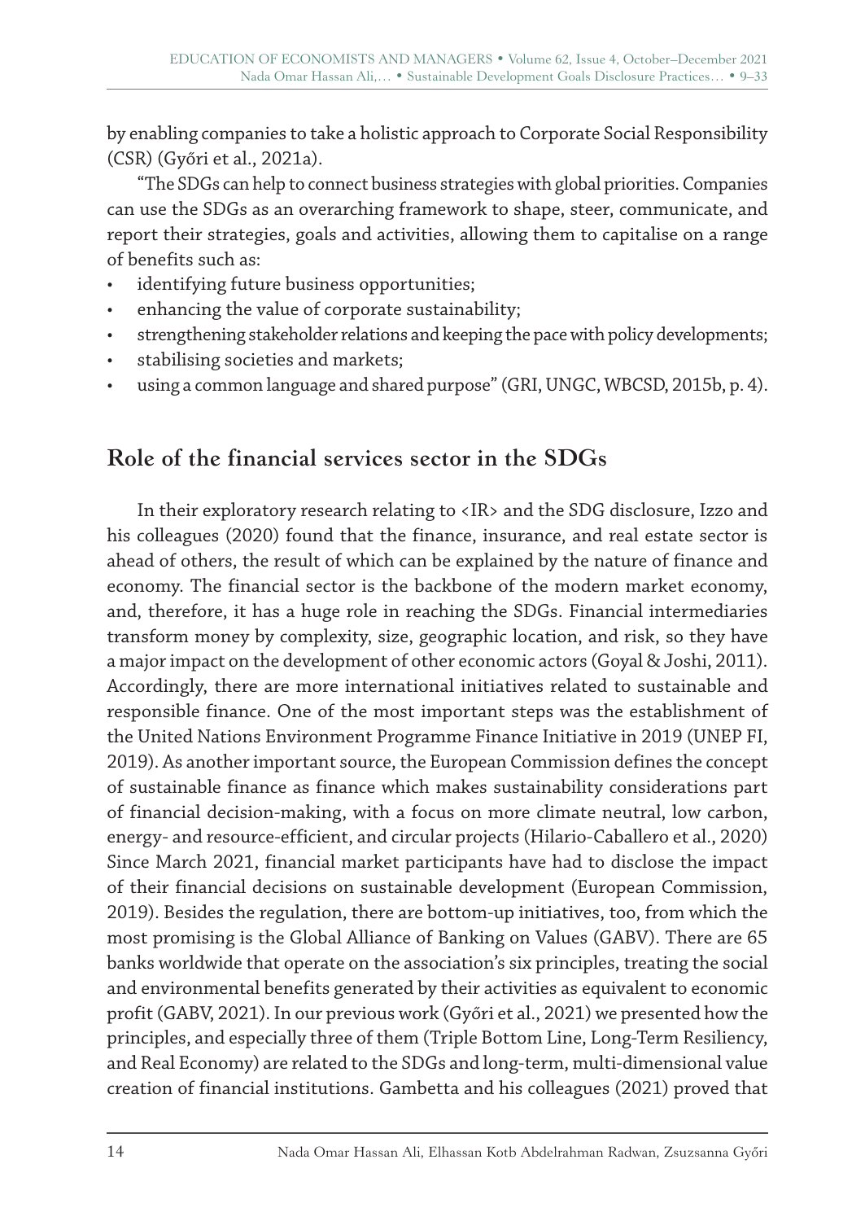by enabling companies to take a holistic approach to Corporate Social Responsibility (CSR) (Győri et al., 2021a).

"The SDGs can help to connect business strategies with global priorities. Companies can use the SDGs as an overarching framework to shape, steer, communicate, and report their strategies, goals and activities, allowing them to capitalise on a range of benefits such as:

- identifying future business opportunities;
- enhancing the value of corporate sustainability;
- strengthening stakeholder relations and keeping the pace with policy developments;
- stabilising societies and markets;
- using a common language and shared purpose" (GRI, UNGC, WBCSD, 2015b, p. 4).

## Role of the financial services sector in the SDGs

In their exploratory research relating to <IR> and the SDG disclosure, Izzo and his colleagues (2020) found that the finance, insurance, and real estate sector is ahead of others, the result of which can be explained by the nature of finance and economy. The financial sector is the backbone of the modern market economy, and, therefore, it has a huge role in reaching the SDGs. Financial intermediaries transform money by complexity, size, geographic location, and risk, so they have a major impact on the development of other economic actors (Goyal & Joshi, 2011). Accordingly, there are more international initiatives related to sustainable and responsible finance. One of the most important steps was the establishment of the United Nations Environment Programme Finance Initiative in 2019 (UNEP FI, 2019). As another important source, the European Commission defines the concept of sustainable finance as finance which makes sustainability considerations part of financial decision-making, with a focus on more climate neutral, low carbon, energy- and resource-efficient, and circular projects (Hilario-Caballero et al., 2020) Since March 2021, financial market participants have had to disclose the impact of their financial decisions on sustainable development (European Commission, 2019). Besides the regulation, there are bottom-up initiatives, too, from which the most promising is the Global Alliance of Banking on Values (GABV). There are 65 banks worldwide that operate on the association's six principles, treating the social and environmental benefits generated by their activities as equivalent to economic profit (GABV, 2021). In our previous work (Győri et al., 2021) we presented how the principles, and especially three of them (Triple Bottom Line, Long-Term Resiliency, and Real Economy) are related to the SDGs and long-term, multi-dimensional value creation of financial institutions. Gambetta and his colleagues (2021) proved that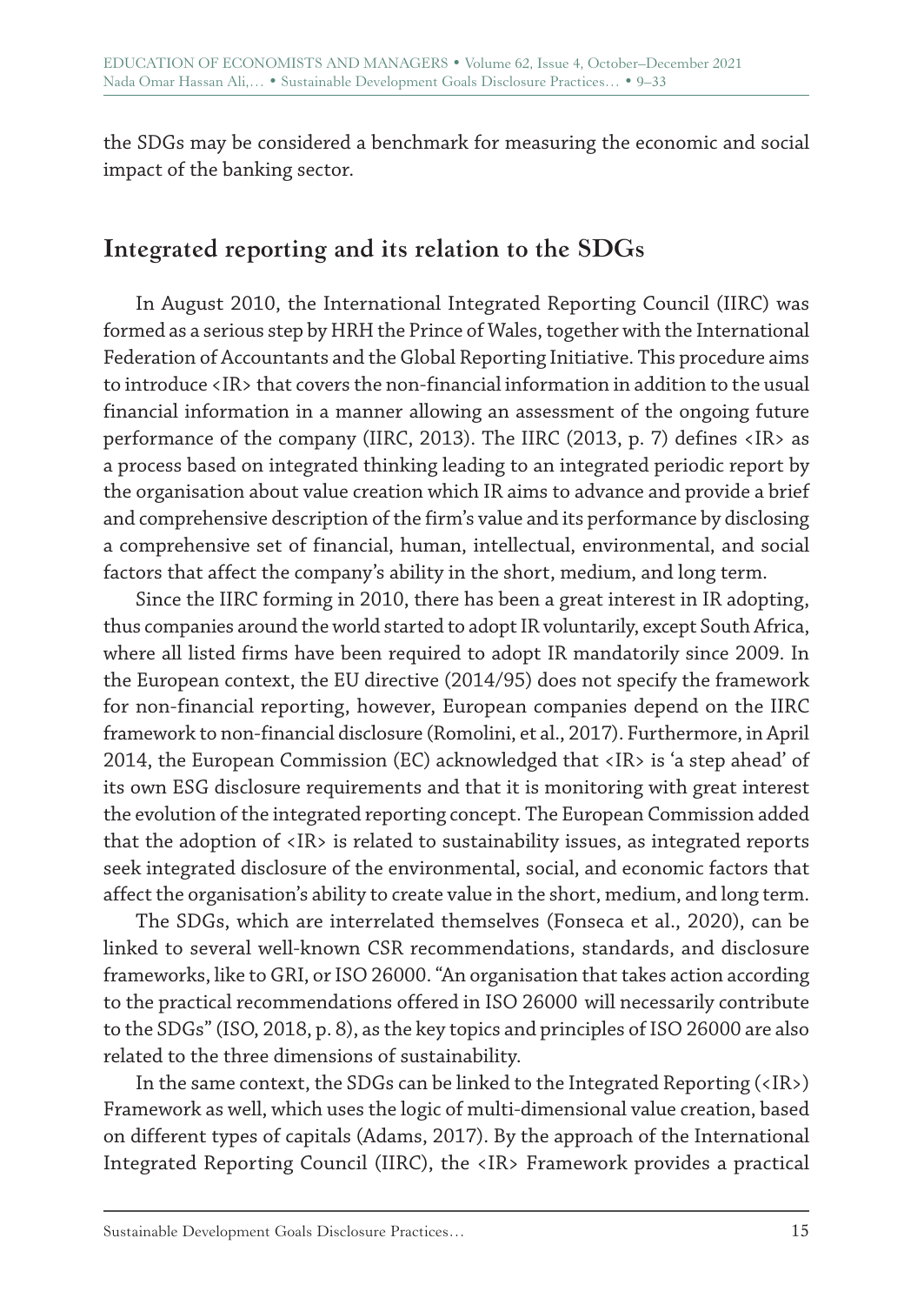the SDGs may be considered a benchmark for measuring the economic and social impact of the banking sector.

## Integrated reporting and its relation to the SDGs

In August 2010, the International Integrated Reporting Council (IIRC) was formed as a serious step by HRH the Prince of Wales, together with the International Federation of Accountants and the Global Reporting Initiative. This procedure aims to introduce <IR> that covers the non-financial information in addition to the usual financial information in a manner allowing an assessment of the ongoing future performance of the company (IIRC, 2013). The IIRC (2013, p. 7) defines <IR> as a process based on integrated thinking leading to an integrated periodic report by the organisation about value creation which IR aims to advance and provide a brief and comprehensive description of the firm's value and its performance by disclosing a comprehensive set of financial, human, intellectual, environmental, and social factors that affect the company's ability in the short, medium, and long term.

Since the IIRC forming in 2010, there has been a great interest in IR adopting, thus companies around the world started to adopt IR voluntarily, except South Africa, where all listed firms have been required to adopt IR mandatorily since 2009. In the European context, the EU directive (2014/95) does not specify the framework for non-financial reporting, however, European companies depend on the IIRC framework to non-financial disclosure (Romolini, et al., 2017). Furthermore, in April 2014, the European Commission (EC) acknowledged that <IR> is 'a step ahead' of its own ESG disclosure requirements and that it is monitoring with great interest the evolution of the integrated reporting concept. The European Commission added that the adoption of <IR> is related to sustainability issues, as integrated reports seek integrated disclosure of the environmental, social, and economic factors that affect the organisation's ability to create value in the short, medium, and long term.

The SDGs, which are interrelated themselves (Fonseca et al., 2020), can be linked to several well-known CSR recommendations, standards, and disclosure frameworks, like to GRI, or ISO 26000. "An organisation that takes action according to the practical recommendations offered in ISO 26000 will necessarily contribute to the SDGs" (ISO, 2018, p. 8), as the key topics and principles of ISO 26000 are also related to the three dimensions of sustainability.

In the same context, the SDGs can be linked to the Integrated Reporting (<IR>) Framework as well, which uses the logic of multi-dimensional value creation, based on different types of capitals (Adams, 2017). By the approach of the International Integrated Reporting Council (IIRC), the <IR> Framework provides a practical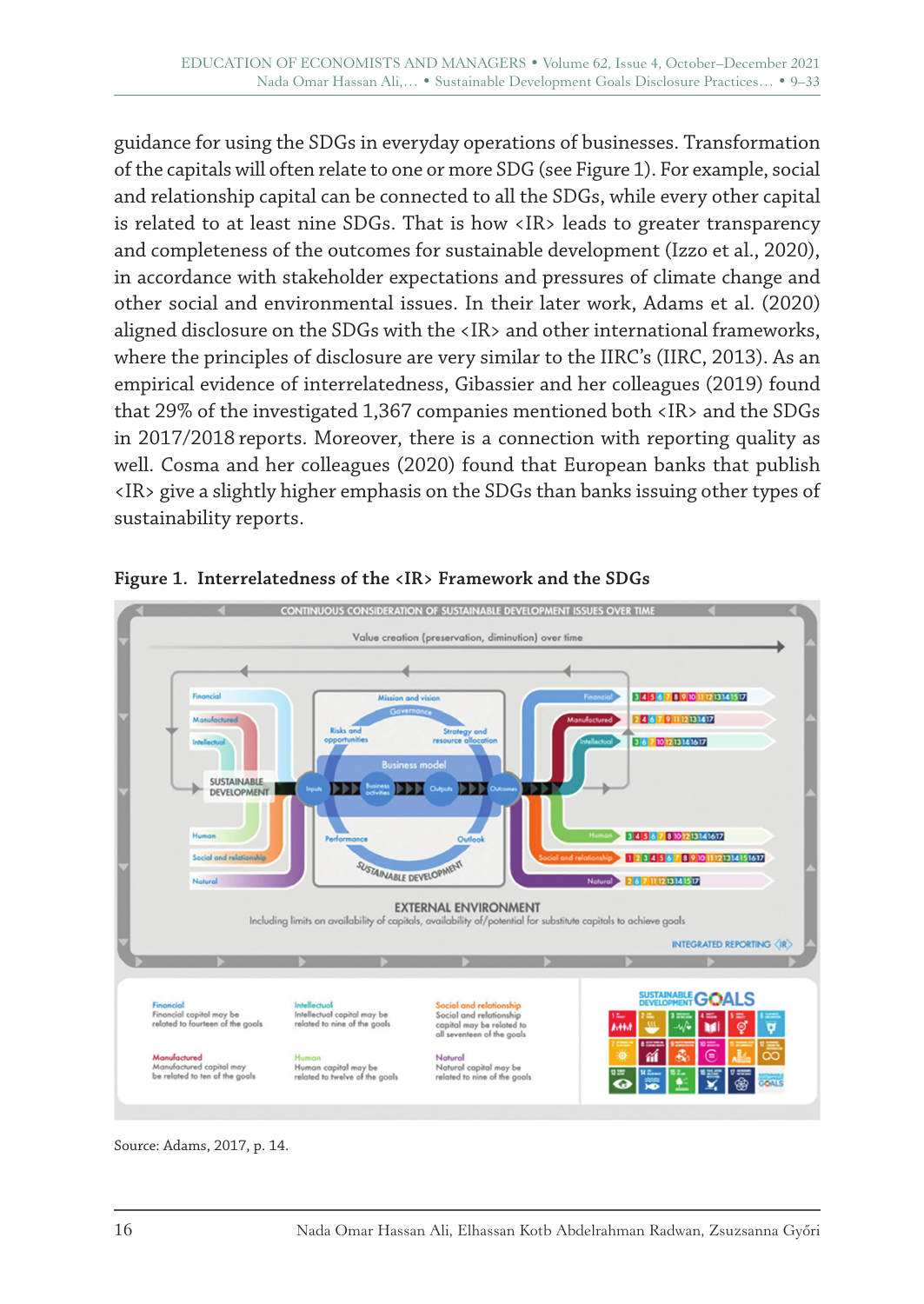guidance for using the SDGs in everyday operations of businesses. Transformation of the capitals will often relate to one or more SDG (see Figure 1). For example, social and relationship capital can be connected to all the SDGs, while every other capital is related to at least nine SDGs. That is how <IR> leads to greater transparency and completeness of the outcomes for sustainable development (Izzo et al., 2020), in accordance with stakeholder expectations and pressures of climate change and other social and environmental issues. In their later work, Adams et al. (2020) aligned disclosure on the SDGs with the <IR> and other international frameworks, where the principles of disclosure are very similar to the IIRC's (IIRC, 2013). As an empirical evidence of interrelatedness, Gibassier and her colleagues (2019) found that 29% of the investigated 1,367 companies mentioned both <IR> and the SDGs in 2017/2018 reports. Moreover, there is a connection with reporting quality as well. Cosma and her colleagues (2020) found that European banks that publish <IR> give a slightly higher emphasis on the SDGs than banks issuing other types of sustainability reports.

**Figure 1. Interrelatedness of the <IR> Framework and the SDGs**

Source: Adams, 2017, p. 14.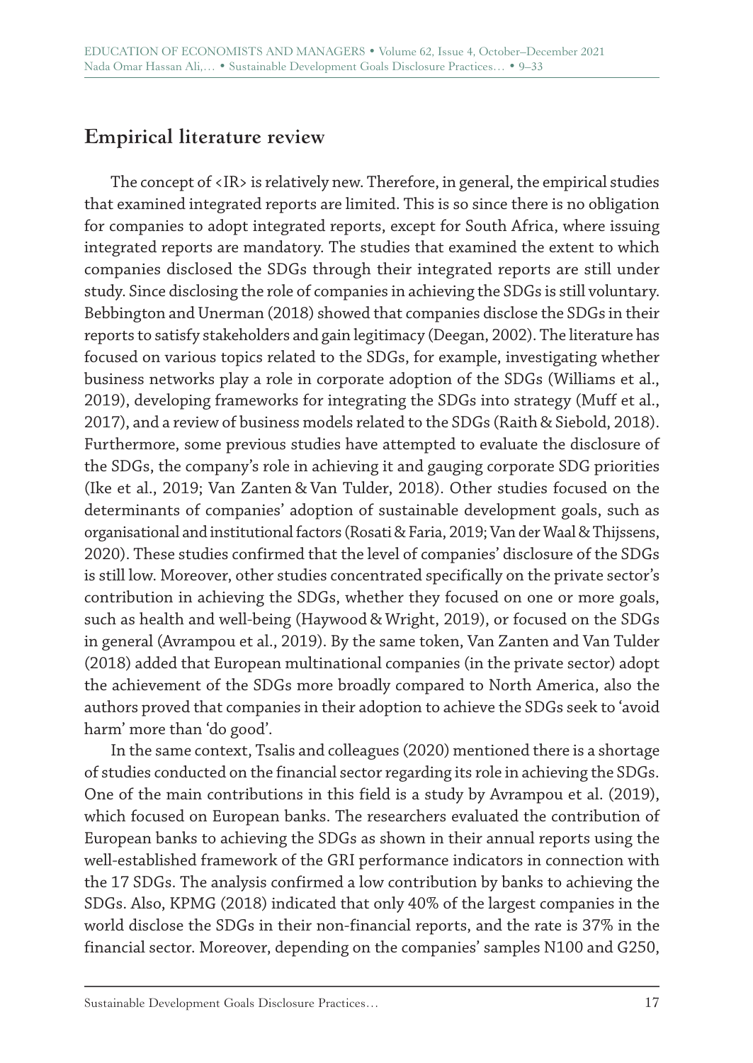## Empirical literature review

The concept of <IR> is relatively new. Therefore, in general, the empirical studies that examined integrated reports are limited. This is so since there is no obligation for companies to adopt integrated reports, except for South Africa, where issuing integrated reports are mandatory. The studies that examined the extent to which companies disclosed the SDGs through their integrated reports are still under study. Since disclosing the role of companies in achieving the SDGs is still voluntary. Bebbington and Unerman (2018) showed that companies disclose the SDGs in their reports to satisfy stakeholders and gain legitimacy (Deegan, 2002). The literature has focused on various topics related to the SDGs, for example, investigating whether business networks play a role in corporate adoption of the SDGs (Williams et al., 2019), developing frameworks for integrating the SDGs into strategy (Muff et al., 2017), and a review of business models related to the SDGs (Raith & Siebold, 2018). Furthermore, some previous studies have attempted to evaluate the disclosure of the SDGs, the company's role in achieving it and gauging corporate SDG priorities (Ike et al., 2019; Van Zanten & Van Tulder, 2018). Other studies focused on the determinants of companies' adoption of sustainable development goals, such as organisational and institutional factors (Rosati & Faria, 2019; Van der Waal & Thijssens, 2020). These studies confirmed that the level of companies' disclosure of the SDGs is still low. Moreover, other studies concentrated specifically on the private sector's contribution in achieving the SDGs, whether they focused on one or more goals, such as health and well-being (Haywood & Wright, 2019), or focused on the SDGs in general (Avrampou et al., 2019). By the same token, Van Zanten and Van Tulder (2018) added that European multinational companies (in the private sector) adopt the achievement of the SDGs more broadly compared to North America, also the authors proved that companies in their adoption to achieve the SDGs seek to 'avoid harm' more than 'do good'.

In the same context, Tsalis and colleagues (2020) mentioned there is a shortage of studies conducted on the financial sector regarding its role in achieving the SDGs. One of the main contributions in this field is a study by Avrampou et al. (2019), which focused on European banks. The researchers evaluated the contribution of European banks to achieving the SDGs as shown in their annual reports using the well-established framework of the GRI performance indicators in connection with the 17 SDGs. The analysis confirmed a low contribution by banks to achieving the SDGs. Also, KPMG (2018) indicated that only 40% of the largest companies in the world disclose the SDGs in their non-financial reports, and the rate is 37% in the financial sector. Moreover, depending on the companies' samples N100 and G250,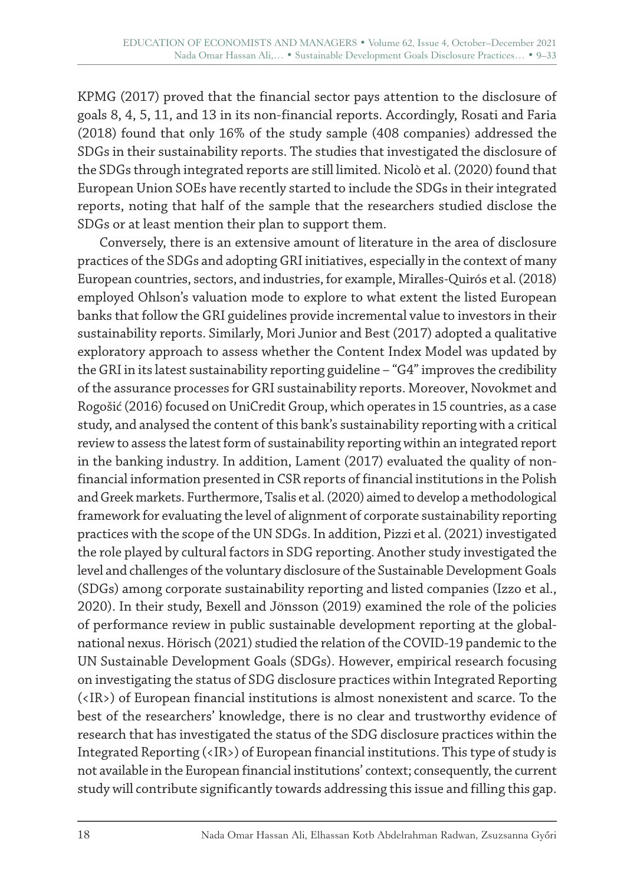KPMG (2017) proved that the financial sector pays attention to the disclosure of goals 8, 4, 5, 11, and 13 in its non-financial reports. Accordingly, Rosati and Faria (2018) found that only 16% of the study sample (408 companies) addressed the SDGs in their sustainability reports. The studies that investigated the disclosure of the SDGs through integrated reports are still limited. Nicolò et al. (2020) found that European Union SOEs have recently started to include the SDGs in their integrated reports, noting that half of the sample that the researchers studied disclose the SDGs or at least mention their plan to support them.

Conversely, there is an extensive amount of literature in the area of disclosure practices of the SDGs and adopting GRI initiatives, especially in the context of many European countries, sectors, and industries, for example, Miralles-Quirós et al. (2018) employed Ohlson's valuation mode to explore to what extent the listed European banks that follow the GRI guidelines provide incremental value to investors in their sustainability reports. Similarly, Mori Junior and Best (2017) adopted a qualitative exploratory approach to assess whether the Content Index Model was updated by the GRI in its latest sustainability reporting guideline – "G4" improves the credibility of the assurance processes for GRI sustainability reports. Moreover, Novokmet and Rogošić (2016) focused on UniCredit Group, which operates in 15 countries, as a case study, and analysed the content of this bank's sustainability reporting with a critical review to assess the latest form of sustainability reporting within an integrated report in the banking industry. In addition, Lament (2017) evaluated the quality of non-financial information presented in CSR reports of financial institutions in the Polish and Greek markets. Furthermore, Tsalis et al. (2020) aimed to develop a methodological framework for evaluating the level of alignment of corporate sustainability reporting practices with the scope of the UN SDGs. In addition, Pizzi et al. (2021) investigated the role played by cultural factors in SDG reporting. Another study investigated the level and challenges of the voluntary disclosure of the Sustainable Development Goals (SDGs) among corporate sustainability reporting and listed companies (Izzo et al., 2020). In their study, Bexell and Jönsson (2019) examined the role of the policies of performance review in public sustainable development reporting at the global-national nexus. Hörisch (2021) studied the relation of the COVID-19 pandemic to the UN Sustainable Development Goals (SDGs). However, empirical research focusing on investigating the status of SDG disclosure practices within Integrated Reporting (<IR>) of European financial institutions is almost nonexistent and scarce. To the best of the researchers' knowledge, there is no clear and trustworthy evidence of research that has investigated the status of the SDG disclosure practices within the Integrated Reporting (<IR>) of European financial institutions. This type of study is not available in the European financial institutions' context; consequently, the current study will contribute significantly towards addressing this issue and filling this gap.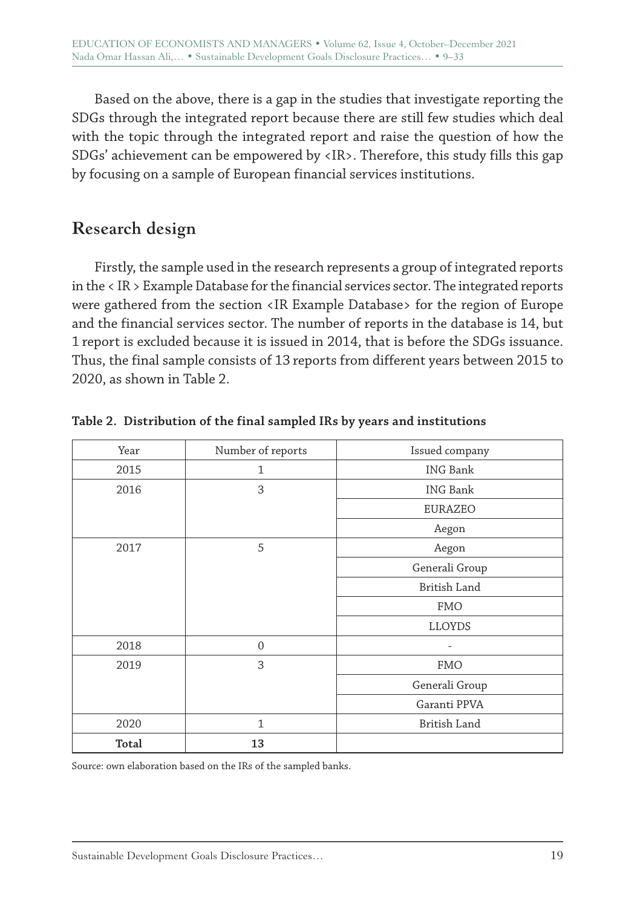Based on the above, there is a gap in the studies that investigate reporting the SDGs through the integrated report because there are still few studies which deal with the topic through the integrated report and raise the question of how the SDGs' achievement can be empowered by <IR>. Therefore, this study fills this gap by focusing on a sample of European financial services institutions.

## Research design

Firstly, the sample used in the research represents a group of integrated reports in the < IR > Example Database for the financial services sector. The integrated reports were gathered from the section <IR Example Database> for the region of Europe and the financial services sector. The number of reports in the database is 14, but 1 report is excluded because it is issued in 2014, that is before the SDGs issuance. Thus, the final sample consists of 13 reports from different years between 2015 to 2020, as shown in Table 2.

**Table 2. Distribution of the final sampled IRs by years and institutions**

| Year | Number of reports | Issued company |
|---|---|---|
| 2015 | 1 | ING Bank |
| 2016 | 3 | ING Bank |
| | | EURAZEO |
| | | Aegon |
| 2017 | 5 | Aegon |
| | | Generali Group |
| | | British Land |
| | | FMO |
| | | LLOYDS |
| 2018 | 0 | - |
| 2019 | 3 | FMO |
| | | Generali Group |
| | | Garanti PPVA |
| 2020 | 1 | British Land |
| **Total** | **13** | |

Source: own elaboration based on the IRs of the sampled banks.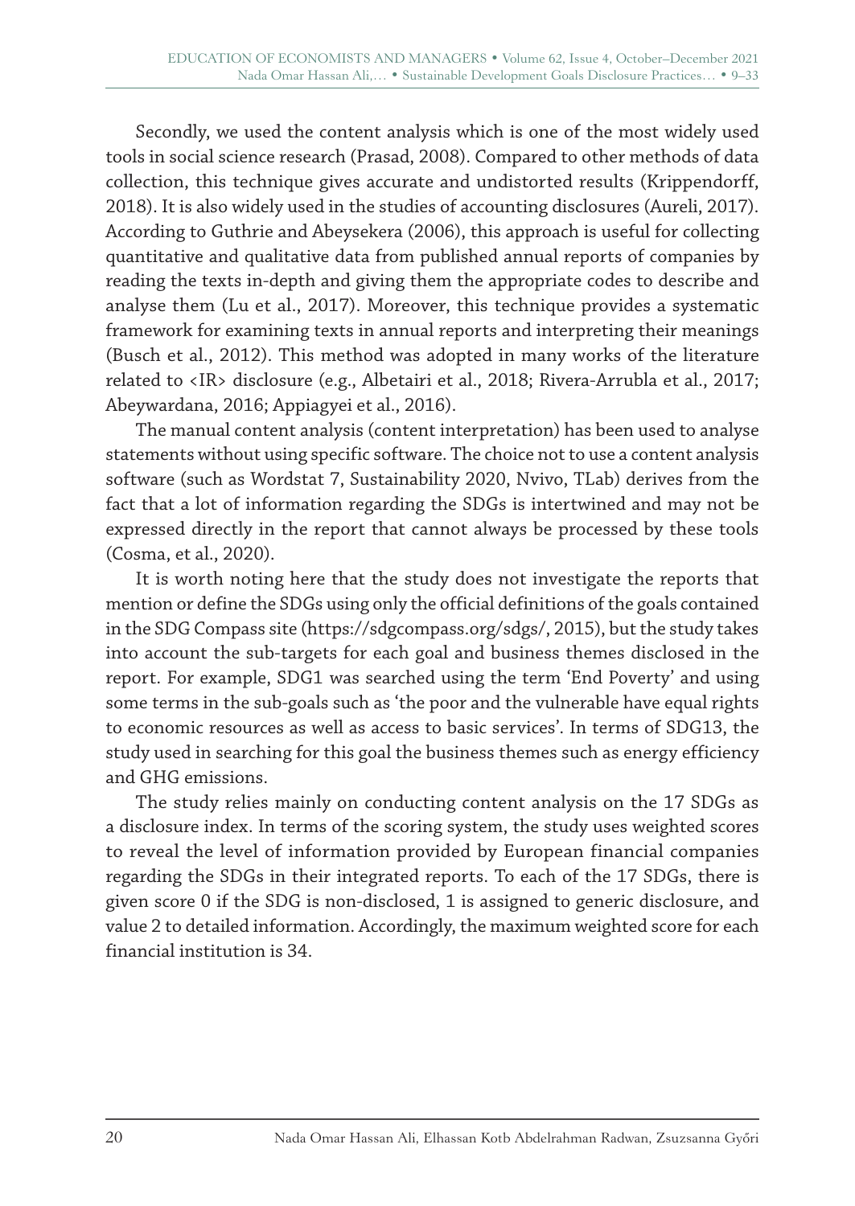Secondly, we used the content analysis which is one of the most widely used tools in social science research (Prasad, 2008). Compared to other methods of data collection, this technique gives accurate and undistorted results (Krippendorff, 2018). It is also widely used in the studies of accounting disclosures (Aureli, 2017). According to Guthrie and Abeysekera (2006), this approach is useful for collecting quantitative and qualitative data from published annual reports of companies by reading the texts in-depth and giving them the appropriate codes to describe and analyse them (Lu et al., 2017). Moreover, this technique provides a systematic framework for examining texts in annual reports and interpreting their meanings (Busch et al., 2012). This method was adopted in many works of the literature related to <IR> disclosure (e.g., Albetairi et al., 2018; Rivera-Arrubla et al., 2017; Abeywardana, 2016; Appiagyei et al., 2016).

The manual content analysis (content interpretation) has been used to analyse statements without using specific software. The choice not to use a content analysis software (such as Wordstat 7, Sustainability 2020, Nvivo, TLab) derives from the fact that a lot of information regarding the SDGs is intertwined and may not be expressed directly in the report that cannot always be processed by these tools (Cosma, et al., 2020).

It is worth noting here that the study does not investigate the reports that mention or define the SDGs using only the official definitions of the goals contained in the SDG Compass site (https://sdgcompass.org/sdgs/, 2015), but the study takes into account the sub-targets for each goal and business themes disclosed in the report. For example, SDG1 was searched using the term 'End Poverty' and using some terms in the sub-goals such as 'the poor and the vulnerable have equal rights to economic resources as well as access to basic services'. In terms of SDG13, the study used in searching for this goal the business themes such as energy efficiency and GHG emissions.

The study relies mainly on conducting content analysis on the 17 SDGs as a disclosure index. In terms of the scoring system, the study uses weighted scores to reveal the level of information provided by European financial companies regarding the SDGs in their integrated reports. To each of the 17 SDGs, there is given score 0 if the SDG is non-disclosed, 1 is assigned to generic disclosure, and value 2 to detailed information. Accordingly, the maximum weighted score for each financial institution is 34.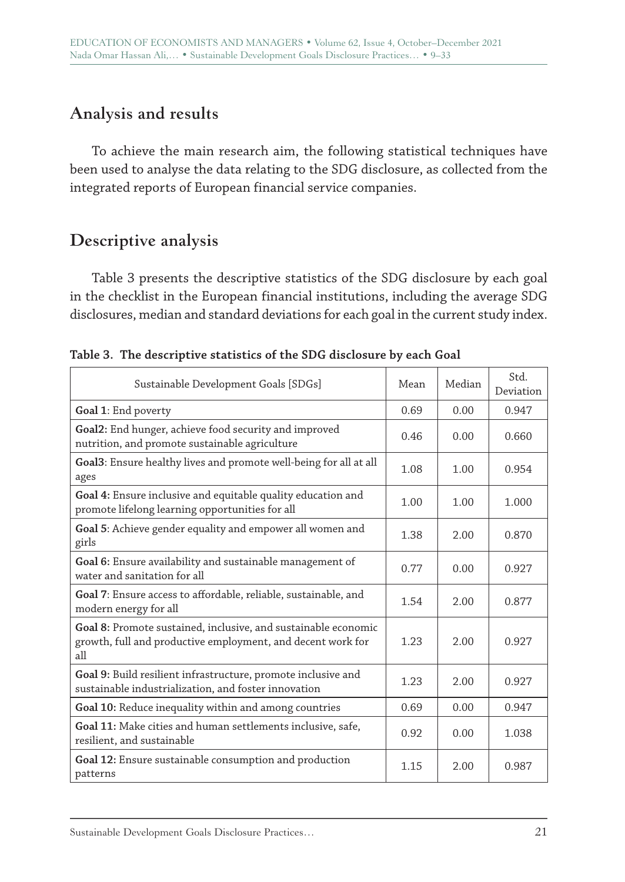## Analysis and results

To achieve the main research aim, the following statistical techniques have been used to analyse the data relating to the SDG disclosure, as collected from the integrated reports of European financial service companies.

## Descriptive analysis

Table 3 presents the descriptive statistics of the SDG disclosure by each goal in the checklist in the European financial institutions, including the average SDG disclosures, median and standard deviations for each goal in the current study index.

**Table 3. The descriptive statistics of the SDG disclosure by each Goal**

| Sustainable Development Goals [SDGs] | Mean | Median | Std. Deviation |
|---|---|---|---|
| **Goal 1**: End poverty | 0.69 | 0.00 | 0.947 |
| **Goal2:** End hunger, achieve food security and improved nutrition, and promote sustainable agriculture | 0.46 | 0.00 | 0.660 |
| **Goal3**: Ensure healthy lives and promote well-being for all at all ages | 1.08 | 1.00 | 0.954 |
| **Goal 4:** Ensure inclusive and equitable quality education and promote lifelong learning opportunities for all | 1.00 | 1.00 | 1.000 |
| **Goal 5**: Achieve gender equality and empower all women and girls | 1.38 | 2.00 | 0.870 |
| **Goal 6:** Ensure availability and sustainable management of water and sanitation for all | 0.77 | 0.00 | 0.927 |
| **Goal 7**: Ensure access to affordable, reliable, sustainable, and modern energy for all | 1.54 | 2.00 | 0.877 |
| **Goal 8:** Promote sustained, inclusive, and sustainable economic growth, full and productive employment, and decent work for all | 1.23 | 2.00 | 0.927 |
| **Goal 9:** Build resilient infrastructure, promote inclusive and sustainable industrialization, and foster innovation | 1.23 | 2.00 | 0.927 |
| **Goal 10:** Reduce inequality within and among countries | 0.69 | 0.00 | 0.947 |
| **Goal 11:** Make cities and human settlements inclusive, safe, resilient, and sustainable | 0.92 | 0.00 | 1.038 |
| **Goal 12:** Ensure sustainable consumption and production patterns | 1.15 | 2.00 | 0.987 |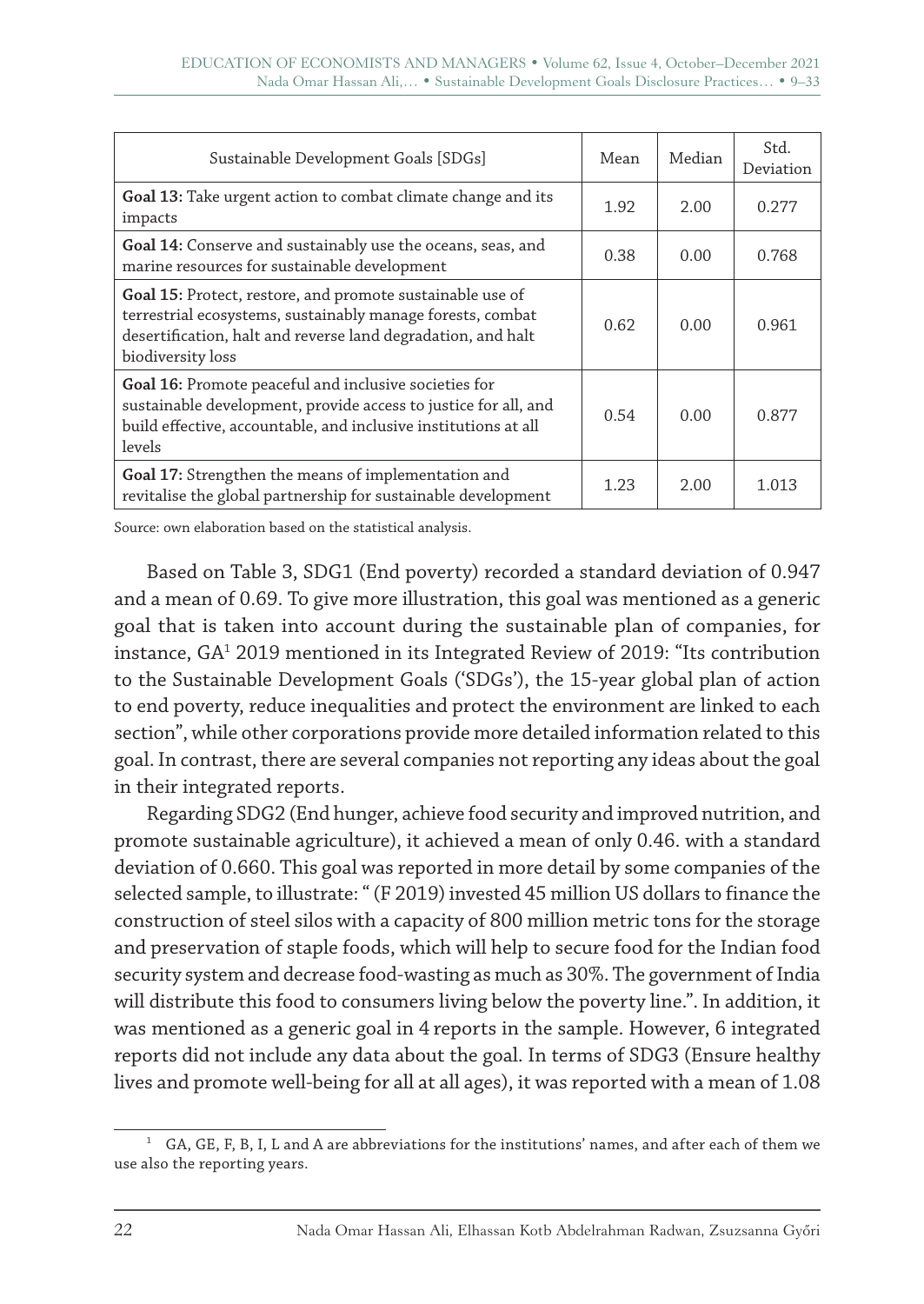| Sustainable Development Goals [SDGs] | Mean | Median | Std. Deviation |
|---|---|---|---|
| **Goal 13:** Take urgent action to combat climate change and its impacts | 1.92 | 2.00 | 0.277 |
| **Goal 14:** Conserve and sustainably use the oceans, seas, and marine resources for sustainable development | 0.38 | 0.00 | 0.768 |
| **Goal 15:** Protect, restore, and promote sustainable use of terrestrial ecosystems, sustainably manage forests, combat desertification, halt and reverse land degradation, and halt biodiversity loss | 0.62 | 0.00 | 0.961 |
| **Goal 16:** Promote peaceful and inclusive societies for sustainable development, provide access to justice for all, and build effective, accountable, and inclusive institutions at all levels | 0.54 | 0.00 | 0.877 |
| **Goal 17:** Strengthen the means of implementation and revitalise the global partnership for sustainable development | 1.23 | 2.00 | 1.013 |

Source: own elaboration based on the statistical analysis.

Based on Table 3, SDG1 (End poverty) recorded a standard deviation of 0.947 and a mean of 0.69. To give more illustration, this goal was mentioned as a generic goal that is taken into account during the sustainable plan of companies, for instance, GA[1] 2019 mentioned in its Integrated Review of 2019: "Its contribution to the Sustainable Development Goals ('SDGs'), the 15-year global plan of action to end poverty, reduce inequalities and protect the environment are linked to each section", while other corporations provide more detailed information related to this goal. In contrast, there are several companies not reporting any ideas about the goal in their integrated reports.

Regarding SDG2 (End hunger, achieve food security and improved nutrition, and promote sustainable agriculture), it achieved a mean of only 0.46. with a standard deviation of 0.660. This goal was reported in more detail by some companies of the selected sample, to illustrate: " (F 2019) invested 45 million US dollars to finance the construction of steel silos with a capacity of 800 million metric tons for the storage and preservation of staple foods, which will help to secure food for the Indian food security system and decrease food-wasting as much as 30%. The government of India will distribute this food to consumers living below the poverty line.". In addition, it was mentioned as a generic goal in 4 reports in the sample. However, 6 integrated reports did not include any data about the goal. In terms of SDG3 (Ensure healthy lives and promote well-being for all at all ages), it was reported with a mean of 1.08

[1] GA, GE, F, B, I, L and A are abbreviations for the institutions' names, and after each of them we use also the reporting years.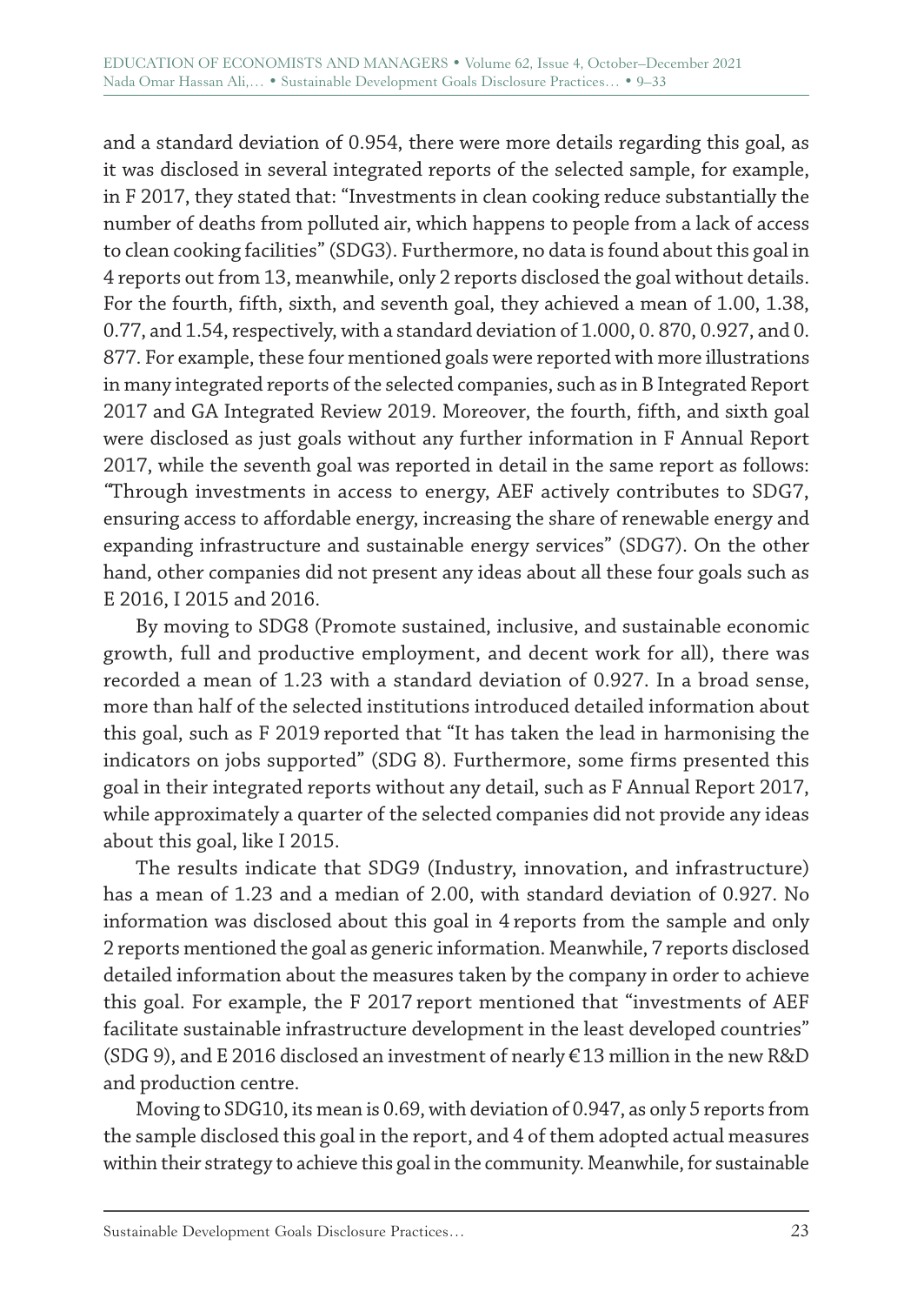and a standard deviation of 0.954, there were more details regarding this goal, as it was disclosed in several integrated reports of the selected sample, for example, in F 2017, they stated that: "Investments in clean cooking reduce substantially the number of deaths from polluted air, which happens to people from a lack of access to clean cooking facilities" (SDG3). Furthermore, no data is found about this goal in 4 reports out from 13, meanwhile, only 2 reports disclosed the goal without details. For the fourth, fifth, sixth, and seventh goal, they achieved a mean of 1.00, 1.38, 0.77, and 1.54, respectively, with a standard deviation of 1.000, 0. 870, 0.927, and 0. 877. For example, these four mentioned goals were reported with more illustrations in many integrated reports of the selected companies, such as in B Integrated Report 2017 and GA Integrated Review 2019. Moreover, the fourth, fifth, and sixth goal were disclosed as just goals without any further information in F Annual Report 2017, while the seventh goal was reported in detail in the same report as follows: "Through investments in access to energy, AEF actively contributes to SDG7, ensuring access to affordable energy, increasing the share of renewable energy and expanding infrastructure and sustainable energy services" (SDG7). On the other hand, other companies did not present any ideas about all these four goals such as E 2016, I 2015 and 2016.

By moving to SDG8 (Promote sustained, inclusive, and sustainable economic growth, full and productive employment, and decent work for all), there was recorded a mean of 1.23 with a standard deviation of 0.927. In a broad sense, more than half of the selected institutions introduced detailed information about this goal, such as F 2019 reported that "It has taken the lead in harmonising the indicators on jobs supported" (SDG 8). Furthermore, some firms presented this goal in their integrated reports without any detail, such as F Annual Report 2017, while approximately a quarter of the selected companies did not provide any ideas about this goal, like I 2015.

The results indicate that SDG9 (Industry, innovation, and infrastructure) has a mean of 1.23 and a median of 2.00, with standard deviation of 0.927. No information was disclosed about this goal in 4 reports from the sample and only 2 reports mentioned the goal as generic information. Meanwhile, 7 reports disclosed detailed information about the measures taken by the company in order to achieve this goal. For example, the F 2017 report mentioned that "investments of AEF facilitate sustainable infrastructure development in the least developed countries" (SDG 9), and E 2016 disclosed an investment of nearly € 13 million in the new R&D and production centre.

Moving to SDG10, its mean is 0.69, with deviation of 0.947, as only 5 reports from the sample disclosed this goal in the report, and 4 of them adopted actual measures within their strategy to achieve this goal in the community. Meanwhile, for sustainable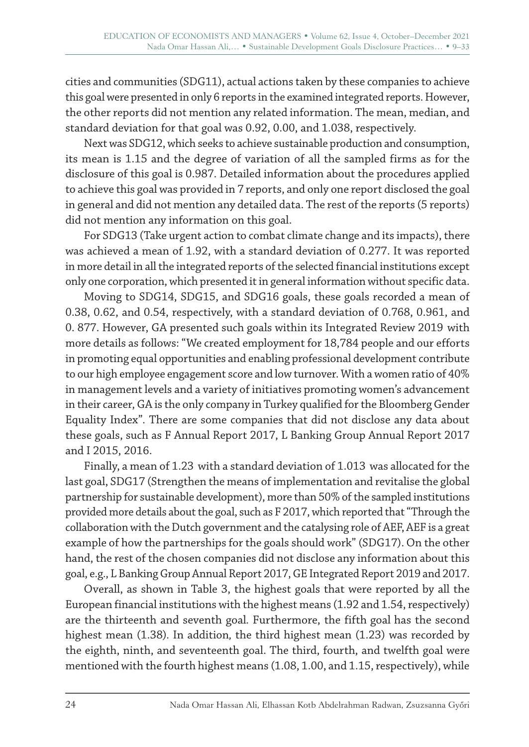cities and communities (SDG11), actual actions taken by these companies to achieve this goal were presented in only 6 reports in the examined integrated reports. However, the other reports did not mention any related information. The mean, median, and standard deviation for that goal was 0.92, 0.00, and 1.038, respectively.

Next was SDG12, which seeks to achieve sustainable production and consumption, its mean is 1.15 and the degree of variation of all the sampled firms as for the disclosure of this goal is 0.987. Detailed information about the procedures applied to achieve this goal was provided in 7 reports, and only one report disclosed the goal in general and did not mention any detailed data. The rest of the reports (5 reports) did not mention any information on this goal.

For SDG13 (Take urgent action to combat climate change and its impacts), there was achieved a mean of 1.92, with a standard deviation of 0.277. It was reported in more detail in all the integrated reports of the selected financial institutions except only one corporation, which presented it in general information without specific data.

Moving to SDG14, SDG15, and SDG16 goals, these goals recorded a mean of 0.38, 0.62, and 0.54, respectively, with a standard deviation of 0.768, 0.961, and 0. 877. However, GA presented such goals within its Integrated Review 2019 with more details as follows: "We created employment for 18,784 people and our efforts in promoting equal opportunities and enabling professional development contribute to our high employee engagement score and low turnover. With a women ratio of 40% in management levels and a variety of initiatives promoting women's advancement in their career, GA is the only company in Turkey qualified for the Bloomberg Gender Equality Index". There are some companies that did not disclose any data about these goals, such as F Annual Report 2017, L Banking Group Annual Report 2017 and I 2015, 2016.

Finally, a mean of 1.23 with a standard deviation of 1.013 was allocated for the last goal, SDG17 (Strengthen the means of implementation and revitalise the global partnership for sustainable development), more than 50% of the sampled institutions provided more details about the goal, such as F 2017, which reported that "Through the collaboration with the Dutch government and the catalysing role of AEF, AEF is a great example of how the partnerships for the goals should work" (SDG17). On the other hand, the rest of the chosen companies did not disclose any information about this goal, e.g., L Banking Group Annual Report 2017, GE Integrated Report 2019 and 2017.

Overall, as shown in Table 3, the highest goals that were reported by all the European financial institutions with the highest means (1.92 and 1.54, respectively) are the thirteenth and seventh goal. Furthermore, the fifth goal has the second highest mean (1.38). In addition, the third highest mean (1.23) was recorded by the eighth, ninth, and seventeenth goal. The third, fourth, and twelfth goal were mentioned with the fourth highest means (1.08, 1.00, and 1.15, respectively), while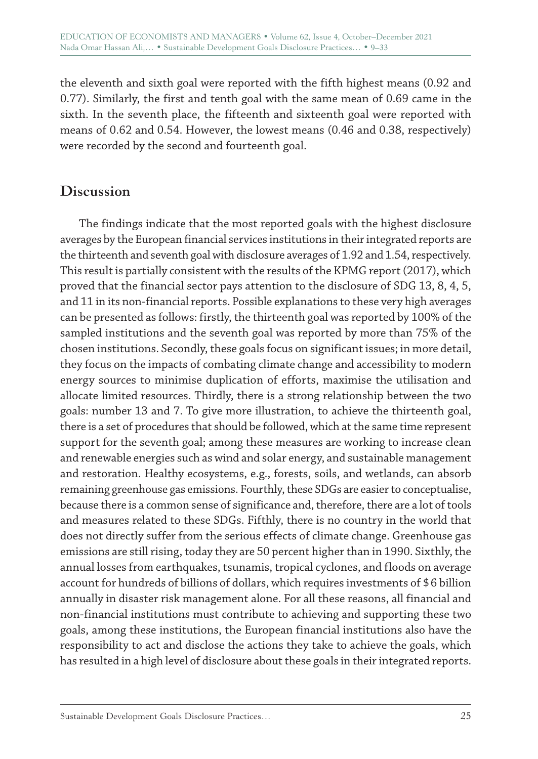the eleventh and sixth goal were reported with the fifth highest means (0.92 and 0.77). Similarly, the first and tenth goal with the same mean of 0.69 came in the sixth. In the seventh place, the fifteenth and sixteenth goal were reported with means of 0.62 and 0.54. However, the lowest means (0.46 and 0.38, respectively) were recorded by the second and fourteenth goal.

## Discussion

The findings indicate that the most reported goals with the highest disclosure averages by the European financial services institutions in their integrated reports are the thirteenth and seventh goal with disclosure averages of 1.92 and 1.54, respectively. This result is partially consistent with the results of the KPMG report (2017), which proved that the financial sector pays attention to the disclosure of SDG 13, 8, 4, 5, and 11 in its non-financial reports. Possible explanations to these very high averages can be presented as follows: firstly, the thirteenth goal was reported by 100% of the sampled institutions and the seventh goal was reported by more than 75% of the chosen institutions. Secondly, these goals focus on significant issues; in more detail, they focus on the impacts of combating climate change and accessibility to modern energy sources to minimise duplication of efforts, maximise the utilisation and allocate limited resources. Thirdly, there is a strong relationship between the two goals: number 13 and 7. To give more illustration, to achieve the thirteenth goal, there is a set of procedures that should be followed, which at the same time represent support for the seventh goal; among these measures are working to increase clean and renewable energies such as wind and solar energy, and sustainable management and restoration. Healthy ecosystems, e.g., forests, soils, and wetlands, can absorb remaining greenhouse gas emissions. Fourthly, these SDGs are easier to conceptualise, because there is a common sense of significance and, therefore, there are a lot of tools and measures related to these SDGs. Fifthly, there is no country in the world that does not directly suffer from the serious effects of climate change. Greenhouse gas emissions are still rising, today they are 50 percent higher than in 1990. Sixthly, the annual losses from earthquakes, tsunamis, tropical cyclones, and floods on average account for hundreds of billions of dollars, which requires investments of $ 6 billion annually in disaster risk management alone. For all these reasons, all financial and non-financial institutions must contribute to achieving and supporting these two goals, among these institutions, the European financial institutions also have the responsibility to act and disclose the actions they take to achieve the goals, which has resulted in a high level of disclosure about these goals in their integrated reports.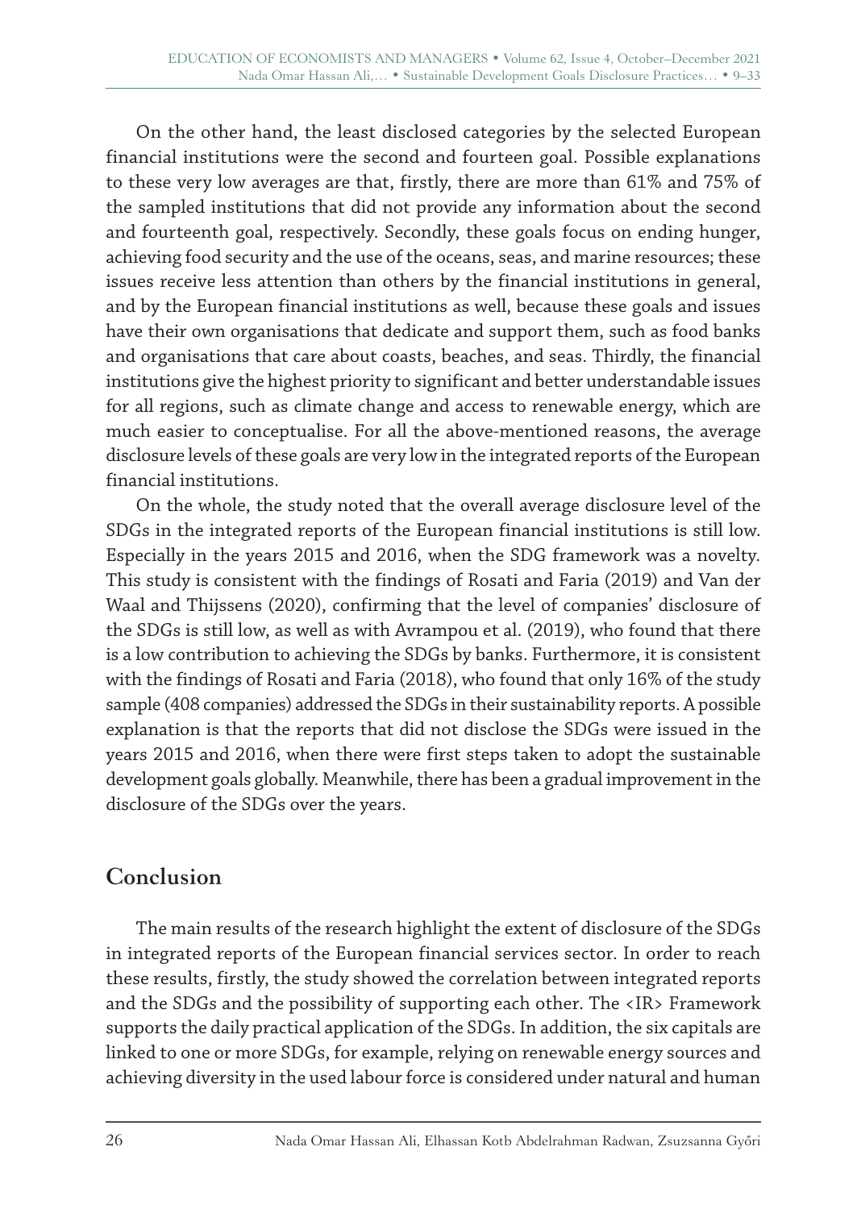On the other hand, the least disclosed categories by the selected European financial institutions were the second and fourteen goal. Possible explanations to these very low averages are that, firstly, there are more than 61% and 75% of the sampled institutions that did not provide any information about the second and fourteenth goal, respectively. Secondly, these goals focus on ending hunger, achieving food security and the use of the oceans, seas, and marine resources; these issues receive less attention than others by the financial institutions in general, and by the European financial institutions as well, because these goals and issues have their own organisations that dedicate and support them, such as food banks and organisations that care about coasts, beaches, and seas. Thirdly, the financial institutions give the highest priority to significant and better understandable issues for all regions, such as climate change and access to renewable energy, which are much easier to conceptualise. For all the above-mentioned reasons, the average disclosure levels of these goals are very low in the integrated reports of the European financial institutions.

On the whole, the study noted that the overall average disclosure level of the SDGs in the integrated reports of the European financial institutions is still low. Especially in the years 2015 and 2016, when the SDG framework was a novelty. This study is consistent with the findings of Rosati and Faria (2019) and Van der Waal and Thijssens (2020), confirming that the level of companies' disclosure of the SDGs is still low, as well as with Avrampou et al. (2019), who found that there is a low contribution to achieving the SDGs by banks. Furthermore, it is consistent with the findings of Rosati and Faria (2018), who found that only 16% of the study sample (408 companies) addressed the SDGs in their sustainability reports. A possible explanation is that the reports that did not disclose the SDGs were issued in the years 2015 and 2016, when there were first steps taken to adopt the sustainable development goals globally. Meanwhile, there has been a gradual improvement in the disclosure of the SDGs over the years.

## Conclusion

The main results of the research highlight the extent of disclosure of the SDGs in integrated reports of the European financial services sector. In order to reach these results, firstly, the study showed the correlation between integrated reports and the SDGs and the possibility of supporting each other. The <IR> Framework supports the daily practical application of the SDGs. In addition, the six capitals are linked to one or more SDGs, for example, relying on renewable energy sources and achieving diversity in the used labour force is considered under natural and human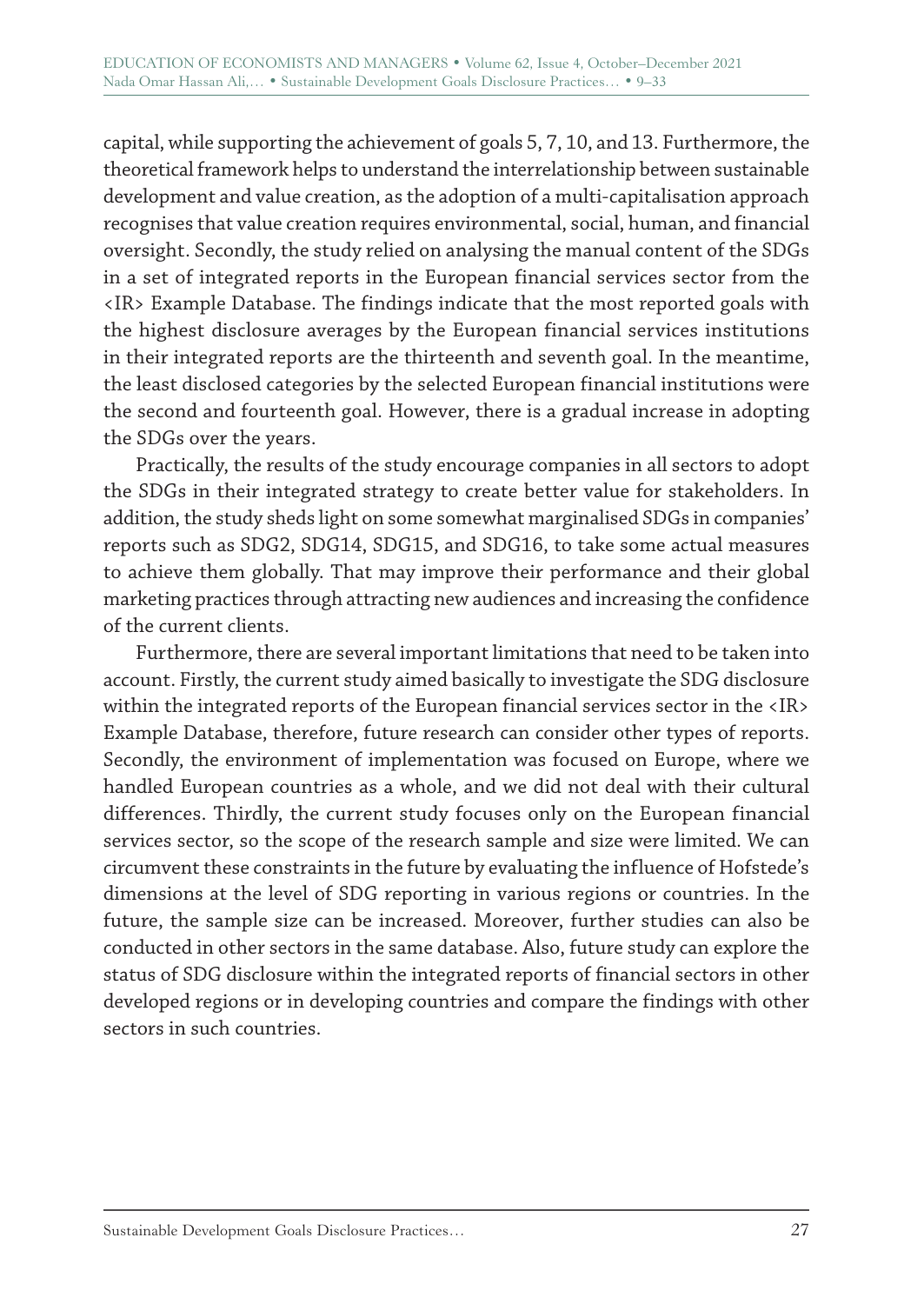capital, while supporting the achievement of goals 5, 7, 10, and 13. Furthermore, the theoretical framework helps to understand the interrelationship between sustainable development and value creation, as the adoption of a multi-capitalisation approach recognises that value creation requires environmental, social, human, and financial oversight. Secondly, the study relied on analysing the manual content of the SDGs in a set of integrated reports in the European financial services sector from the <IR> Example Database. The findings indicate that the most reported goals with the highest disclosure averages by the European financial services institutions in their integrated reports are the thirteenth and seventh goal. In the meantime, the least disclosed categories by the selected European financial institutions were the second and fourteenth goal. However, there is a gradual increase in adopting the SDGs over the years.

Practically, the results of the study encourage companies in all sectors to adopt the SDGs in their integrated strategy to create better value for stakeholders. In addition, the study sheds light on some somewhat marginalised SDGs in companies' reports such as SDG2, SDG14, SDG15, and SDG16, to take some actual measures to achieve them globally. That may improve their performance and their global marketing practices through attracting new audiences and increasing the confidence of the current clients.

Furthermore, there are several important limitations that need to be taken into account. Firstly, the current study aimed basically to investigate the SDG disclosure within the integrated reports of the European financial services sector in the <IR> Example Database, therefore, future research can consider other types of reports. Secondly, the environment of implementation was focused on Europe, where we handled European countries as a whole, and we did not deal with their cultural differences. Thirdly, the current study focuses only on the European financial services sector, so the scope of the research sample and size were limited. We can circumvent these constraints in the future by evaluating the influence of Hofstede's dimensions at the level of SDG reporting in various regions or countries. In the future, the sample size can be increased. Moreover, further studies can also be conducted in other sectors in the same database. Also, future study can explore the status of SDG disclosure within the integrated reports of financial sectors in other developed regions or in developing countries and compare the findings with other sectors in such countries.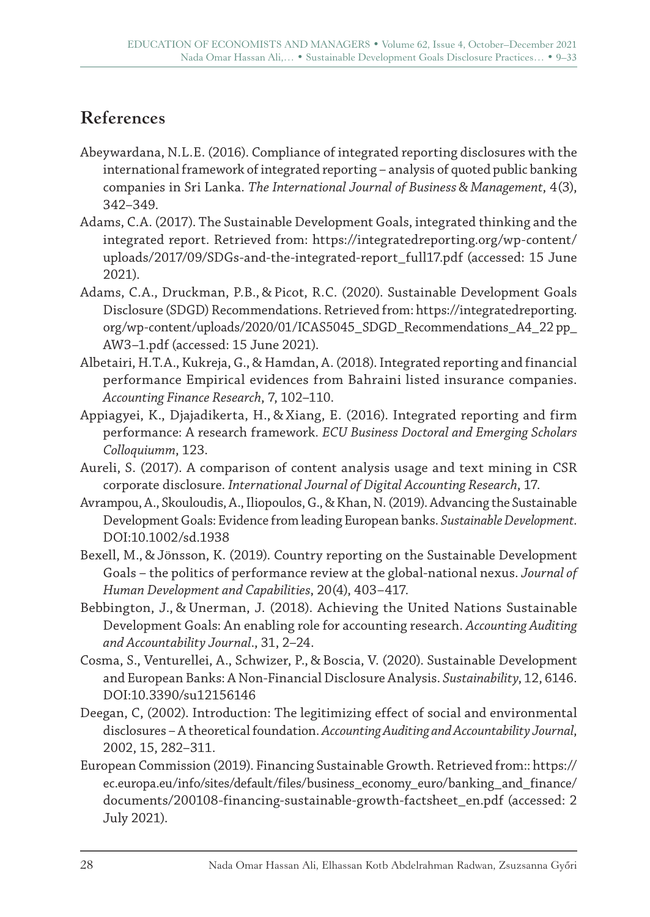## References

Abeywardana, N.L.E. (2016). Compliance of integrated reporting disclosures with the international framework of integrated reporting – analysis of quoted public banking companies in Sri Lanka. *The International Journal of Business & Management*, 4(3), 342–349.

Adams, C.A. (2017). The Sustainable Development Goals, integrated thinking and the integrated report. Retrieved from: https://integratedreporting.org/wp-content/uploads/2017/09/SDGs-and-the-integrated-report_full17.pdf (accessed: 15 June 2021).

Adams, C.A., Druckman, P.B., & Picot, R.C. (2020). Sustainable Development Goals Disclosure (SDGD) Recommendations. Retrieved from: https://integratedreporting.org/wp-content/uploads/2020/01/ICAS5045_SDGD_Recommendations_A4_22 pp_AW3–1.pdf (accessed: 15 June 2021).

Albetairi, H.T.A., Kukreja, G., & Hamdan, A. (2018). Integrated reporting and financial performance Empirical evidences from Bahraini listed insurance companies. *Accounting Finance Research*, 7, 102–110.

Appiagyei, K., Djajadikerta, H., & Xiang, E. (2016). Integrated reporting and firm performance: A research framework. *ECU Business Doctoral and Emerging Scholars Colloquiumm*, 123.

Aureli, S. (2017). A comparison of content analysis usage and text mining in CSR corporate disclosure. *International Journal of Digital Accounting Research*, 17.

Avrampou, A., Skouloudis, A., Iliopoulos, G., & Khan, N. (2019). Advancing the Sustainable Development Goals: Evidence from leading European banks. *Sustainable Development*. DOI:10.1002/sd.1938

Bexell, M., & Jönsson, K. (2019). Country reporting on the Sustainable Development Goals – the politics of performance review at the global-national nexus. *Journal of Human Development and Capabilities*, 20(4), 403–417.

Bebbington, J., & Unerman, J. (2018). Achieving the United Nations Sustainable Development Goals: An enabling role for accounting research. *Accounting Auditing and Accountability Journal*., 31, 2–24.

Cosma, S., Venturellei, A., Schwizer, P., & Boscia, V. (2020). Sustainable Development and European Banks: A Non-Financial Disclosure Analysis. *Sustainability*, 12, 6146. DOI:10.3390/su12156146

Deegan, C, (2002). Introduction: The legitimizing effect of social and environmental disclosures – A theoretical foundation. *Accounting Auditing and Accountability Journal*, 2002, 15, 282–311.

European Commission (2019). Financing Sustainable Growth. Retrieved from:: https://ec.europa.eu/info/sites/default/files/business_economy_euro/banking_and_finance/documents/200108-financing-sustainable-growth-factsheet_en.pdf (accessed: 2 July 2021).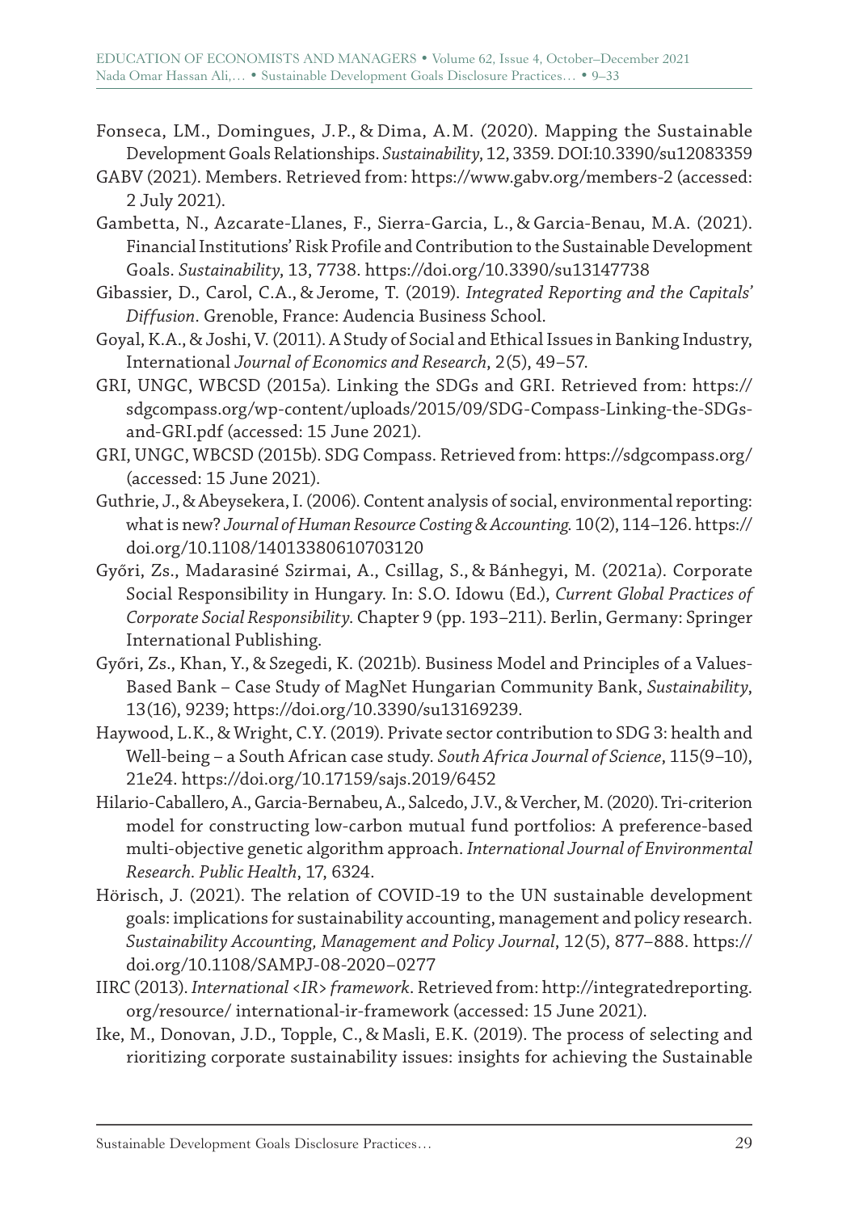Fonseca, LM., Domingues, J.P., & Dima, A.M. (2020). Mapping the Sustainable Development Goals Relationships. *Sustainability*, 12, 3359. DOI:10.3390/su12083359

GABV (2021). Members. Retrieved from: https://www.gabv.org/members-2 (accessed: 2 July 2021).

Gambetta, N., Azcarate-Llanes, F., Sierra-Garcia, L., & Garcia-Benau, M.A. (2021). Financial Institutions' Risk Profile and Contribution to the Sustainable Development Goals. *Sustainability*, 13, 7738. https://doi.org/10.3390/su13147738

Gibassier, D., Carol, C.A., & Jerome, T. (2019). *Integrated Reporting and the Capitals' Diffusion*. Grenoble, France: Audencia Business School.

Goyal, K.A., & Joshi, V. (2011). A Study of Social and Ethical Issues in Banking Industry, International *Journal of Economics and Research*, 2(5), 49–57.

GRI, UNGC, WBCSD (2015a). Linking the SDGs and GRI. Retrieved from: https://sdgcompass.org/wp-content/uploads/2015/09/SDG-Compass-Linking-the-SDGs-and-GRI.pdf (accessed: 15 June 2021).

GRI, UNGC, WBCSD (2015b). SDG Compass. Retrieved from: https://sdgcompass.org/ (accessed: 15 June 2021).

Guthrie, J., & Abeysekera, I. (2006). Content analysis of social, environmental reporting: what is new? *Journal of Human Resource Costing & Accounting.* 10(2), 114–126. https://doi.org/10.1108/14013380610703120

Győri, Zs., Madarasiné Szirmai, A., Csillag, S., & Bánhegyi, M. (2021a). Corporate Social Responsibility in Hungary. In: S.O. Idowu (Ed.), *Current Global Practices of Corporate Social Responsibility*. Chapter 9 (pp. 193–211). Berlin, Germany: Springer International Publishing.

Győri, Zs., Khan, Y., & Szegedi, K. (2021b). Business Model and Principles of a Values-Based Bank – Case Study of MagNet Hungarian Community Bank, *Sustainability*, 13(16), 9239; https://doi.org/10.3390/su13169239.

Haywood, L.K., & Wright, C.Y. (2019). Private sector contribution to SDG 3: health and Well-being – a South African case study. *South Africa Journal of Science*, 115(9–10), 21e24. https://doi.org/10.17159/sajs.2019/6452

Hilario-Caballero, A., Garcia-Bernabeu, A., Salcedo, J.V., & Vercher, M. (2020). Tri-criterion model for constructing low-carbon mutual fund portfolios: A preference-based multi-objective genetic algorithm approach. *International Journal of Environmental Research. Public Health*, 17, 6324.

Hörisch, J. (2021). The relation of COVID-19 to the UN sustainable development goals: implications for sustainability accounting, management and policy research. *Sustainability Accounting, Management and Policy Journal*, 12(5), 877–888. https://doi.org/10.1108/SAMPJ-08-2020–0277

IIRC (2013). *International <IR> framework*. Retrieved from: http://integratedreporting.org/resource/ international-ir-framework (accessed: 15 June 2021).

Ike, M., Donovan, J.D., Topple, C., & Masli, E.K. (2019). The process of selecting and rioritizing corporate sustainability issues: insights for achieving the Sustainable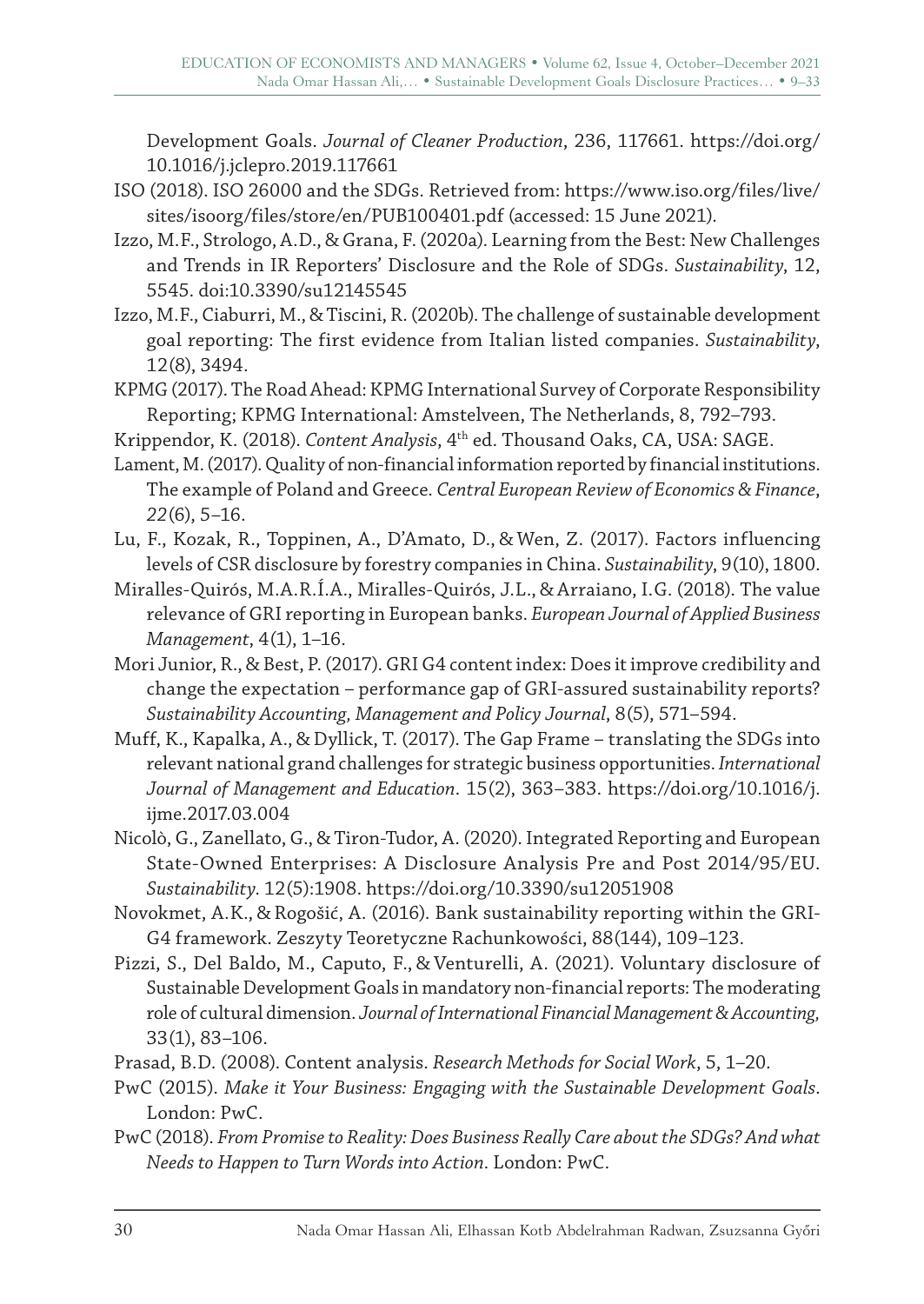Development Goals. *Journal of Cleaner Production*, 236, 117661. https://doi.org/10.1016/j.jclepro.2019.117661

ISO (2018). ISO 26000 and the SDGs. Retrieved from: https://www.iso.org/files/live/sites/isoorg/files/store/en/PUB100401.pdf (accessed: 15 June 2021).

Izzo, M.F., Strologo, A.D., & Grana, F. (2020a). Learning from the Best: New Challenges and Trends in IR Reporters' Disclosure and the Role of SDGs. *Sustainability*, 12, 5545. doi:10.3390/su12145545

Izzo, M.F., Ciaburri, M., & Tiscini, R. (2020b). The challenge of sustainable development goal reporting: The first evidence from Italian listed companies. *Sustainability*, 12(8), 3494.

KPMG (2017). The Road Ahead: KPMG International Survey of Corporate Responsibility Reporting; KPMG International: Amstelveen, The Netherlands, 8, 792–793.

Krippendor, K. (2018). *Content Analysis*, 4th ed. Thousand Oaks, CA, USA: SAGE.

Lament, M. (2017). Quality of non-financial information reported by financial institutions. The example of Poland and Greece. *Central European Review of Economics & Finance*, *22*(6), 5–16.

Lu, F., Kozak, R., Toppinen, A., D'Amato, D., & Wen, Z. (2017). Factors influencing levels of CSR disclosure by forestry companies in China. *Sustainability*, 9(10), 1800.

Miralles-Quirós, M.A.R.Í.A., Miralles-Quirós, J.L., & Arraiano, I.G. (2018). The value relevance of GRI reporting in European banks. *European Journal of Applied Business Management*, 4(1), 1–16.

Mori Junior, R., & Best, P. (2017). GRI G4 content index: Does it improve credibility and change the expectation – performance gap of GRI-assured sustainability reports? *Sustainability Accounting, Management and Policy Journal*, 8(5), 571–594.

Muff, K., Kapalka, A., & Dyllick, T. (2017). The Gap Frame – translating the SDGs into relevant national grand challenges for strategic business opportunities. *International Journal of Management and Education*. 15(2), 363–383. https://doi.org/10.1016/j.ijme.2017.03.004

Nicolò, G., Zanellato, G., & Tiron-Tudor, A. (2020). Integrated Reporting and European State-Owned Enterprises: A Disclosure Analysis Pre and Post 2014/95/EU. *Sustainability*. 12(5):1908. https://doi.org/10.3390/su12051908

Novokmet, A.K., & Rogošić, A. (2016). Bank sustainability reporting within the GRI-G4 framework. Zeszyty Teoretyczne Rachunkowości, 88(144), 109–123.

Pizzi, S., Del Baldo, M., Caputo, F., & Venturelli, A. (2021). Voluntary disclosure of Sustainable Development Goals in mandatory non-financial reports: The moderating role of cultural dimension. *Journal of International Financial Management & Accounting,* 33(1), 83–106.

Prasad, B.D. (2008). Content analysis. *Research Methods for Social Work*, 5, 1–20.

PwC (2015). *Make it Your Business: Engaging with the Sustainable Development Goals*. London: PwC.

PwC (2018). *From Promise to Reality: Does Business Really Care about the SDGs? And what Needs to Happen to Turn Words into Action*. London: PwC.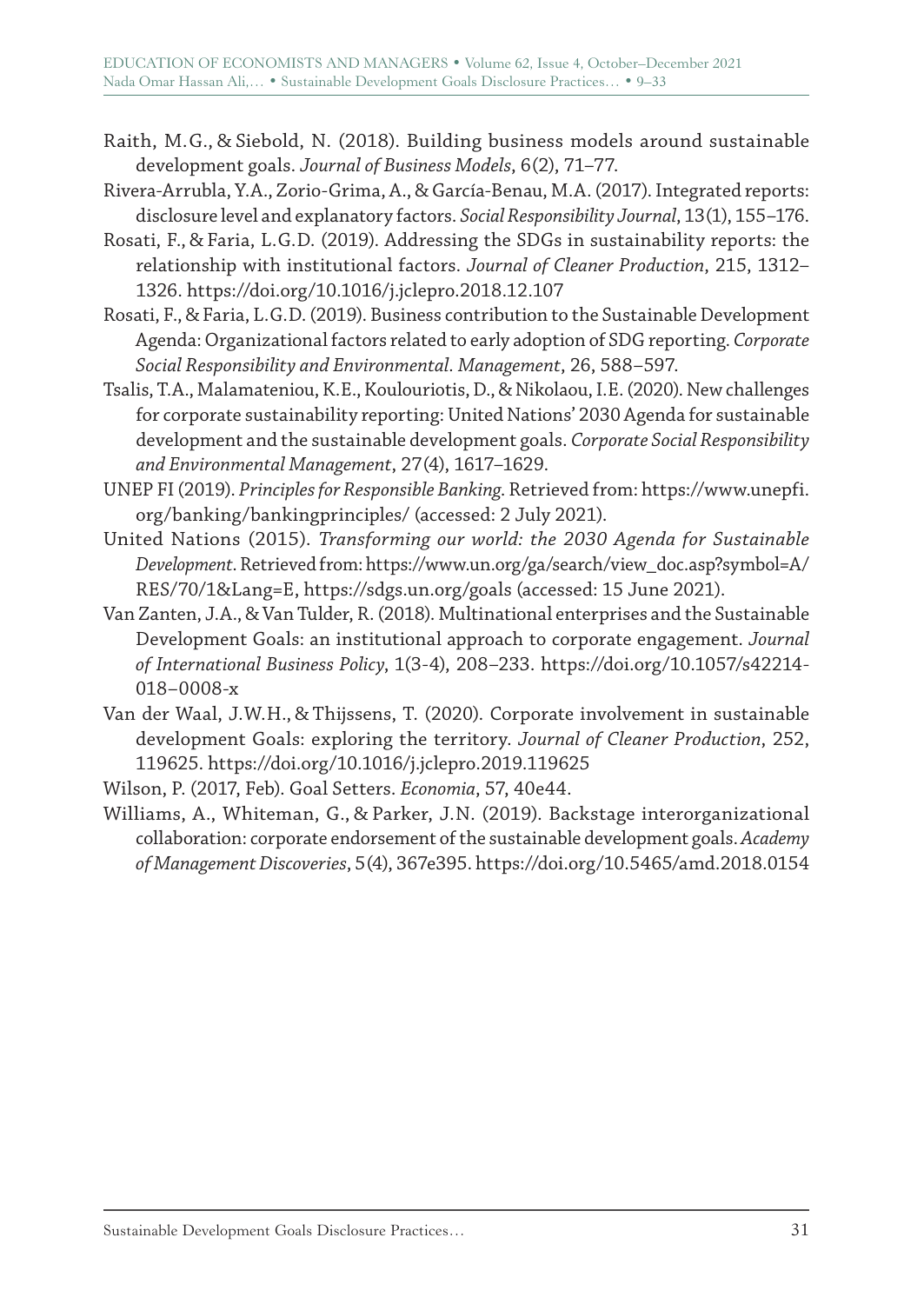Raith, M.G., & Siebold, N. (2018). Building business models around sustainable development goals. *Journal of Business Models*, 6(2), 71–77.

Rivera-Arrubla, Y.A., Zorio-Grima, A., & García-Benau, M.A. (2017). Integrated reports: disclosure level and explanatory factors. *Social Responsibility Journal*, 13(1), 155–176.

Rosati, F., & Faria, L.G.D. (2019). Addressing the SDGs in sustainability reports: the relationship with institutional factors. *Journal of Cleaner Production*, 215, 1312–1326. https://doi.org/10.1016/j.jclepro.2018.12.107

Rosati, F., & Faria, L.G.D. (2019). Business contribution to the Sustainable Development Agenda: Organizational factors related to early adoption of SDG reporting. *Corporate Social Responsibility and Environmental. Management*, 26, 588–597.

Tsalis, T.A., Malamateniou, K.E., Koulouriotis, D., & Nikolaou, I.E. (2020). New challenges for corporate sustainability reporting: United Nations' 2030 Agenda for sustainable development and the sustainable development goals. *Corporate Social Responsibility and Environmental Management*, 27(4), 1617–1629.

UNEP FI (2019). *Principles for Responsible Banking*. Retrieved from: https://www.unepfi.org/banking/bankingprinciples/ (accessed: 2 July 2021).

United Nations (2015). *Transforming our world: the 2030 Agenda for Sustainable Development*. Retrieved from: https://www.un.org/ga/search/view_doc.asp?symbol=A/RES/70/1&Lang=E, https://sdgs.un.org/goals (accessed: 15 June 2021).

Van Zanten, J.A., & Van Tulder, R. (2018). Multinational enterprises and the Sustainable Development Goals: an institutional approach to corporate engagement. *Journal of International Business Policy*, 1(3-4), 208–233. https://doi.org/10.1057/s42214-018–0008-x

Van der Waal, J.W.H., & Thijssens, T. (2020). Corporate involvement in sustainable development Goals: exploring the territory. *Journal of Cleaner Production*, 252, 119625. https://doi.org/10.1016/j.jclepro.2019.119625

Wilson, P. (2017, Feb). Goal Setters. *Economia*, 57, 40e44.

Williams, A., Whiteman, G., & Parker, J.N. (2019). Backstage interorganizational collaboration: corporate endorsement of the sustainable development goals. *Academy of Management Discoveries*, 5(4), 367e395. https://doi.org/10.5465/amd.2018.0154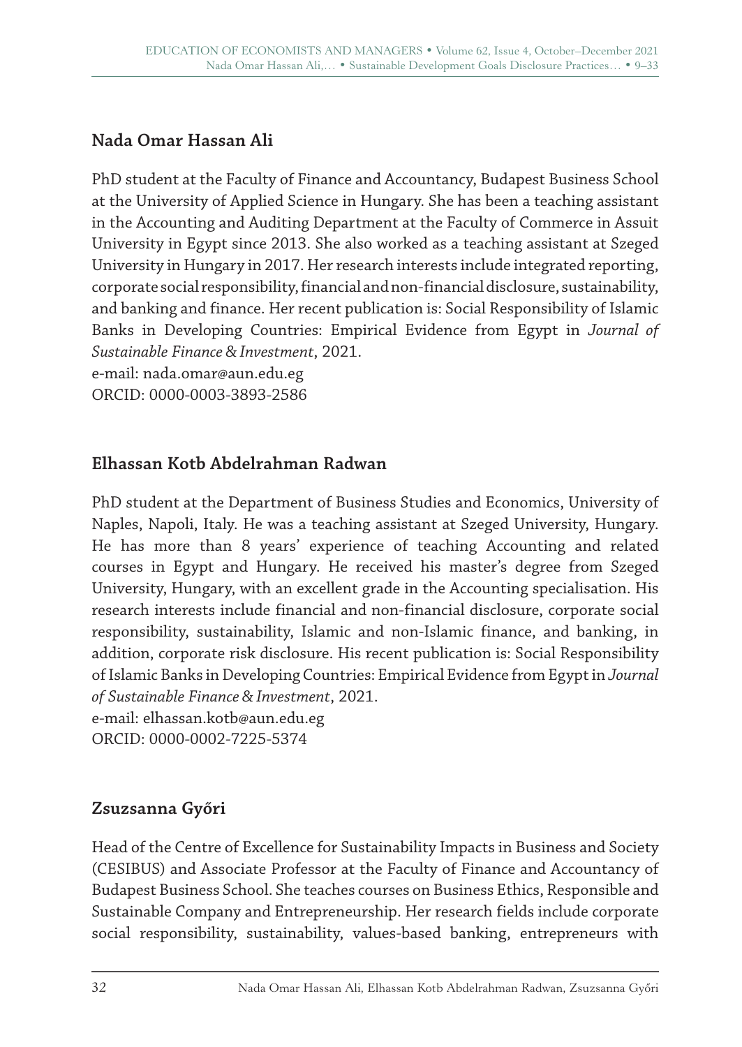## Nada Omar Hassan Ali

PhD student at the Faculty of Finance and Accountancy, Budapest Business School at the University of Applied Science in Hungary. She has been a teaching assistant in the Accounting and Auditing Department at the Faculty of Commerce in Assuit University in Egypt since 2013. She also worked as a teaching assistant at Szeged University in Hungary in 2017. Her research interests include integrated reporting, corporate social responsibility, financial and non-financial disclosure, sustainability, and banking and finance. Her recent publication is: Social Responsibility of Islamic Banks in Developing Countries: Empirical Evidence from Egypt in *Journal of Sustainable Finance & Investment*, 2021.
e-mail: nada.omar@aun.edu.eg
ORCID: 0000-0003-3893-2586

## Elhassan Kotb Abdelrahman Radwan

PhD student at the Department of Business Studies and Economics, University of Naples, Napoli, Italy. He was a teaching assistant at Szeged University, Hungary. He has more than 8 years' experience of teaching Accounting and related courses in Egypt and Hungary. He received his master's degree from Szeged University, Hungary, with an excellent grade in the Accounting specialisation. His research interests include financial and non-financial disclosure, corporate social responsibility, sustainability, Islamic and non-Islamic finance, and banking, in addition, corporate risk disclosure. His recent publication is: Social Responsibility of Islamic Banks in Developing Countries: Empirical Evidence from Egypt in *Journal of Sustainable Finance & Investment*, 2021.
e-mail: elhassan.kotb@aun.edu.eg
ORCID: 0000-0002-7225-5374

## Zsuzsanna Győri

Head of the Centre of Excellence for Sustainability Impacts in Business and Society (CESIBUS) and Associate Professor at the Faculty of Finance and Accountancy of Budapest Business School. She teaches courses on Business Ethics, Responsible and Sustainable Company and Entrepreneurship. Her research fields include corporate social responsibility, sustainability, values-based banking, entrepreneurs with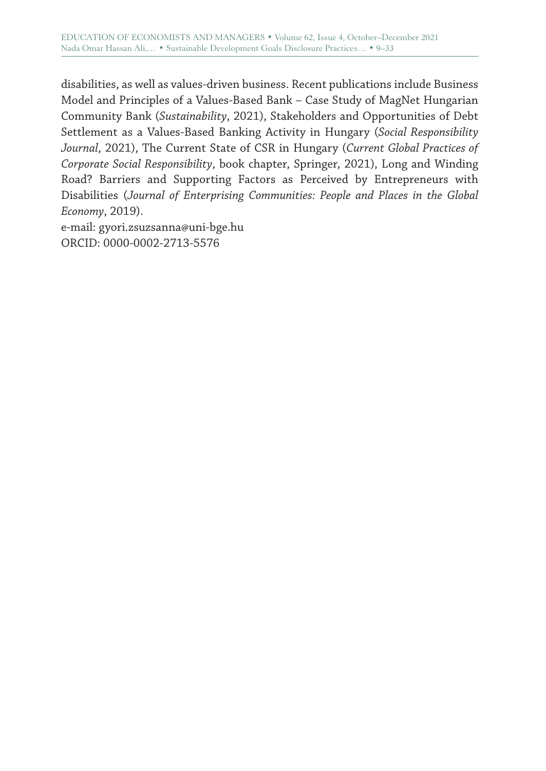disabilities, as well as values-driven business. Recent publications include Business Model and Principles of a Values-Based Bank – Case Study of MagNet Hungarian Community Bank (*Sustainability*, 2021), Stakeholders and Opportunities of Debt Settlement as a Values-Based Banking Activity in Hungary (*Social Responsibility Journal*, 2021), The Current State of CSR in Hungary (*Current Global Practices of Corporate Social Responsibility*, book chapter, Springer, 2021), Long and Winding Road? Barriers and Supporting Factors as Perceived by Entrepreneurs with Disabilities (*Journal of Enterprising Communities: People and Places in the Global Economy*, 2019).

e-mail: gyori.zsuzsanna@uni-bge.hu

ORCID: 0000-0002-2713-5576